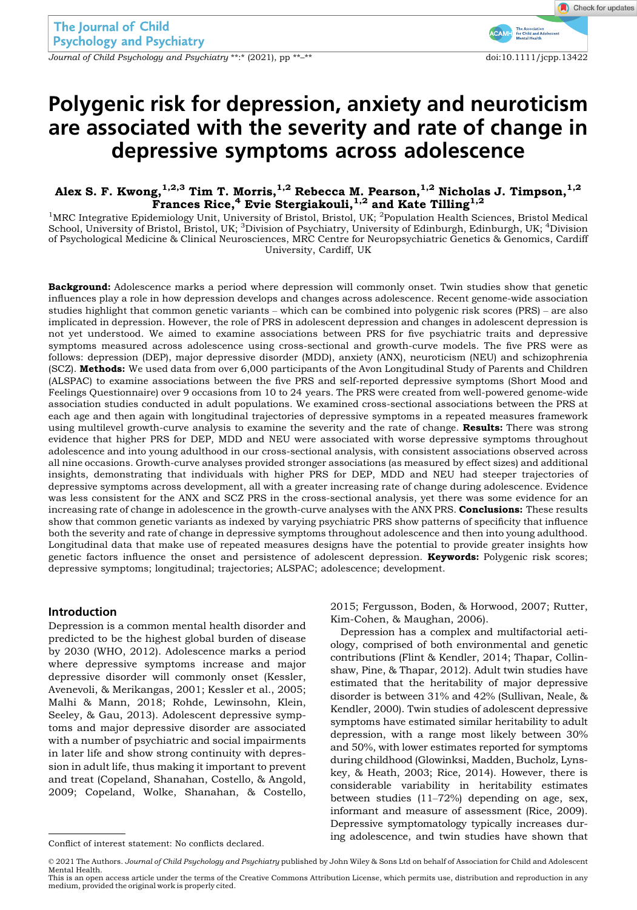# Polygenic risk for depression, anxiety and neuroticism are associated with the severity and rate of change in depressive symptoms across adolescence

**Alex S. F. Kwong,[1,2,3] Tim T. Morris,[1,2] Rebecca M. Pearson,[1,2] Nicholas J. Timpson,[1,2] Frances Rice,[4] Evie Stergiakouli,[1,2] and Kate Tilling[1,2]**

[1]MRC Integrative Epidemiology Unit, University of Bristol, Bristol, UK; [2]Population Health Sciences, Bristol Medical School, University of Bristol, Bristol, UK; [3]Division of Psychiatry, University of Edinburgh, Edinburgh, UK; [4]Division of Psychological Medicine & Clinical Neurosciences, MRC Centre for Neuropsychiatric Genetics & Genomics, Cardiff University, Cardiff, UK

**Background:** Adolescence marks a period where depression will commonly onset. Twin studies show that genetic influences play a role in how depression develops and changes across adolescence. Recent genome-wide association studies highlight that common genetic variants – which can be combined into polygenic risk scores (PRS) – are also implicated in depression. However, the role of PRS in adolescent depression and changes in adolescent depression is not yet understood. We aimed to examine associations between PRS for five psychiatric traits and depressive symptoms measured across adolescence using cross-sectional and growth-curve models. The five PRS were as follows: depression (DEP), major depressive disorder (MDD), anxiety (ANX), neuroticism (NEU) and schizophrenia (SCZ). **Methods:** We used data from over 6,000 participants of the Avon Longitudinal Study of Parents and Children (ALSPAC) to examine associations between the five PRS and self-reported depressive symptoms (Short Mood and Feelings Questionnaire) over 9 occasions from 10 to 24 years. The PRS were created from well-powered genome-wide association studies conducted in adult populations. We examined cross-sectional associations between the PRS at each age and then again with longitudinal trajectories of depressive symptoms in a repeated measures framework using multilevel growth-curve analysis to examine the severity and the rate of change. **Results:** There was strong evidence that higher PRS for DEP, MDD and NEU were associated with worse depressive symptoms throughout adolescence and into young adulthood in our cross-sectional analysis, with consistent associations observed across all nine occasions. Growth-curve analyses provided stronger associations (as measured by effect sizes) and additional insights, demonstrating that individuals with higher PRS for DEP, MDD and NEU had steeper trajectories of depressive symptoms across development, all with a greater increasing rate of change during adolescence. Evidence was less consistent for the ANX and SCZ PRS in the cross-sectional analysis, yet there was some evidence for an increasing rate of change in adolescence in the growth-curve analyses with the ANX PRS. **Conclusions:** These results show that common genetic variants as indexed by varying psychiatric PRS show patterns of specificity that influence both the severity and rate of change in depressive symptoms throughout adolescence and then into young adulthood. Longitudinal data that make use of repeated measures designs have the potential to provide greater insights how genetic factors influence the onset and persistence of adolescent depression. **Keywords:** Polygenic risk scores; depressive symptoms; longitudinal; trajectories; ALSPAC; adolescence; development.

## Introduction

Depression is a common mental health disorder and predicted to be the highest global burden of disease by 2030 (WHO, 2012). Adolescence marks a period where depressive symptoms increase and major depressive disorder will commonly onset (Kessler, Avenevoli, & Merikangas, 2001; Kessler et al., 2005; Malhi & Mann, 2018; Rohde, Lewinsohn, Klein, Seeley, & Gau, 2013). Adolescent depressive symptoms and major depressive disorder are associated with a number of psychiatric and social impairments in later life and show strong continuity with depression in adult life, thus making it important to prevent and treat (Copeland, Shanahan, Costello, & Angold, 2009; Copeland, Wolke, Shanahan, & Costello, 2015; Fergusson, Boden, & Horwood, 2007; Rutter, Kim-Cohen, & Maughan, 2006).

Depression has a complex and multifactorial aetiology, comprised of both environmental and genetic contributions (Flint & Kendler, 2014; Thapar, Collinshaw, Pine, & Thapar, 2012). Adult twin studies have estimated that the heritability of major depressive disorder is between 31% and 42% (Sullivan, Neale, & Kendler, 2000). Twin studies of adolescent depressive symptoms have estimated similar heritability to adult depression, with a range most likely between 30% and 50%, with lower estimates reported for symptoms during childhood (Glowinksi, Madden, Bucholz, Lynskey, & Heath, 2003; Rice, 2014). However, there is considerable variability in heritability estimates between studies (11–72%) depending on age, sex, informant and measure of assessment (Rice, 2009). Depressive symptomatology typically increases during adolescence, and twin studies have shown that

Conflict of interest statement: No conflicts declared.

© 2021 The Authors. *Journal of Child Psychology and Psychiatry* published by John Wiley & Sons Ltd on behalf of Association for Child and Adolescent Mental Health.
This is an open access article under the terms of the Creative Commons Attribution License, which permits use, distribution and reproduction in any medium, provided the original work is properly cited.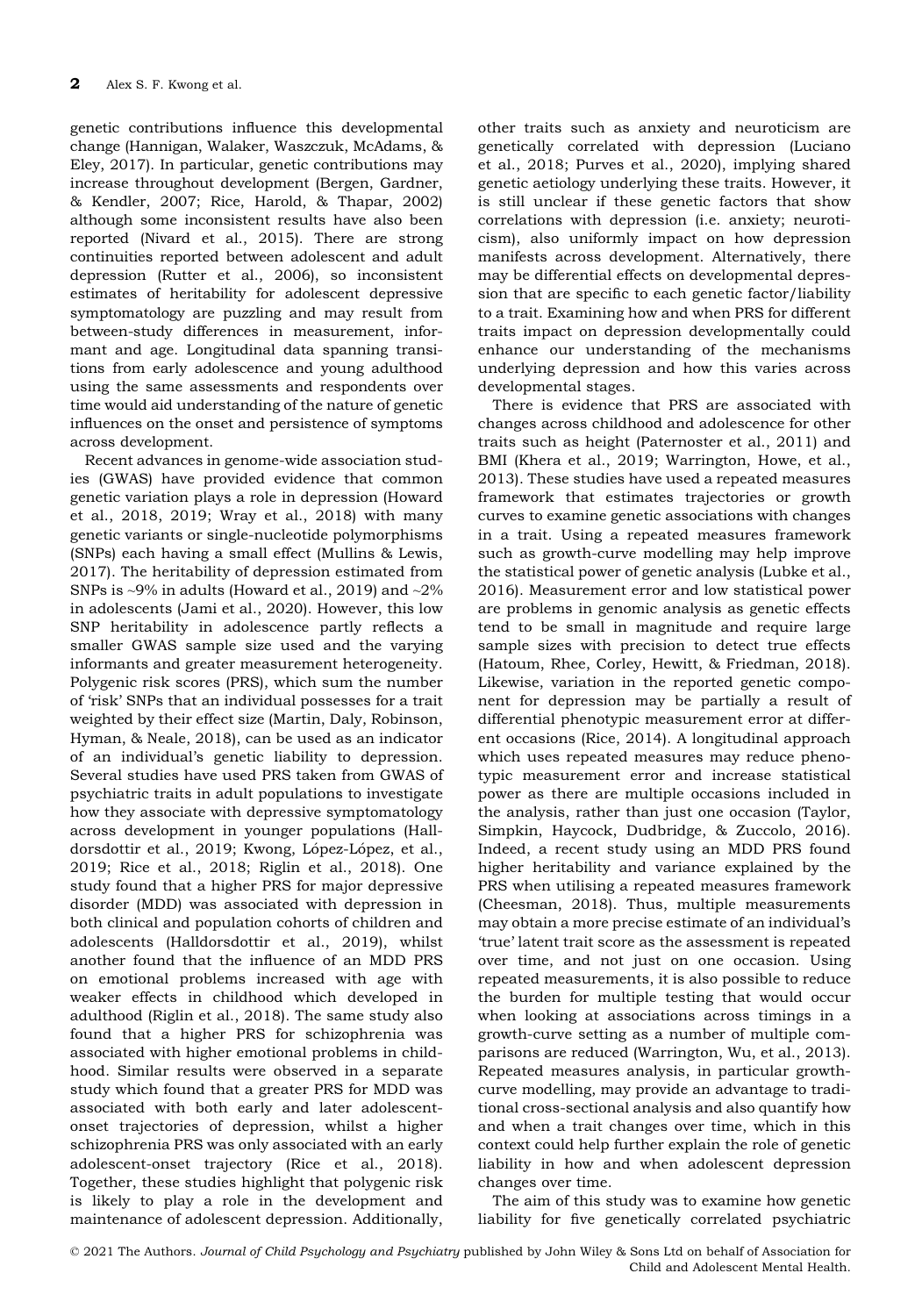genetic contributions influence this developmental change (Hannigan, Walaker, Waszczuk, McAdams, & Eley, 2017). In particular, genetic contributions may increase throughout development (Bergen, Gardner, & Kendler, 2007; Rice, Harold, & Thapar, 2002) although some inconsistent results have also been reported (Nivard et al., 2015). There are strong continuities reported between adolescent and adult depression (Rutter et al., 2006), so inconsistent estimates of heritability for adolescent depressive symptomatology are puzzling and may result from between-study differences in measurement, informant and age. Longitudinal data spanning transitions from early adolescence and young adulthood using the same assessments and respondents over time would aid understanding of the nature of genetic influences on the onset and persistence of symptoms across development.

Recent advances in genome-wide association studies (GWAS) have provided evidence that common genetic variation plays a role in depression (Howard et al., 2018, 2019; Wray et al., 2018) with many genetic variants or single-nucleotide polymorphisms (SNPs) each having a small effect (Mullins & Lewis, 2017). The heritability of depression estimated from SNPs is ~9% in adults (Howard et al., 2019) and ~2% in adolescents (Jami et al., 2020). However, this low SNP heritability in adolescence partly reflects a smaller GWAS sample size used and the varying informants and greater measurement heterogeneity. Polygenic risk scores (PRS), which sum the number of 'risk' SNPs that an individual possesses for a trait weighted by their effect size (Martin, Daly, Robinson, Hyman, & Neale, 2018), can be used as an indicator of an individual's genetic liability to depression. Several studies have used PRS taken from GWAS of psychiatric traits in adult populations to investigate how they associate with depressive symptomatology across development in younger populations (Halldorsdottir et al., 2019; Kwong, López-López, et al., 2019; Rice et al., 2018; Riglin et al., 2018). One study found that a higher PRS for major depressive disorder (MDD) was associated with depression in both clinical and population cohorts of children and adolescents (Halldorsdottir et al., 2019), whilst another found that the influence of an MDD PRS on emotional problems increased with age with weaker effects in childhood which developed in adulthood (Riglin et al., 2018). The same study also found that a higher PRS for schizophrenia was associated with higher emotional problems in childhood. Similar results were observed in a separate study which found that a greater PRS for MDD was associated with both early and later adolescent-onset trajectories of depression, whilst a higher schizophrenia PRS was only associated with an early adolescent-onset trajectory (Rice et al., 2018). Together, these studies highlight that polygenic risk is likely to play a role in the development and maintenance of adolescent depression. Additionally, other traits such as anxiety and neuroticism are genetically correlated with depression (Luciano et al., 2018; Purves et al., 2020), implying shared genetic aetiology underlying these traits. However, it is still unclear if these genetic factors that show correlations with depression (i.e. anxiety; neuroticism), also uniformly impact on how depression manifests across development. Alternatively, there may be differential effects on developmental depression that are specific to each genetic factor/liability to a trait. Examining how and when PRS for different traits impact on depression developmentally could enhance our understanding of the mechanisms underlying depression and how this varies across developmental stages.

There is evidence that PRS are associated with changes across childhood and adolescence for other traits such as height (Paternoster et al., 2011) and BMI (Khera et al., 2019; Warrington, Howe, et al., 2013). These studies have used a repeated measures framework that estimates trajectories or growth curves to examine genetic associations with changes in a trait. Using a repeated measures framework such as growth-curve modelling may help improve the statistical power of genetic analysis (Lubke et al., 2016). Measurement error and low statistical power are problems in genomic analysis as genetic effects tend to be small in magnitude and require large sample sizes with precision to detect true effects (Hatoum, Rhee, Corley, Hewitt, & Friedman, 2018). Likewise, variation in the reported genetic component for depression may be partially a result of differential phenotypic measurement error at different occasions (Rice, 2014). A longitudinal approach which uses repeated measures may reduce phenotypic measurement error and increase statistical power as there are multiple occasions included in the analysis, rather than just one occasion (Taylor, Simpkin, Haycock, Dudbridge, & Zuccolo, 2016). Indeed, a recent study using an MDD PRS found higher heritability and variance explained by the PRS when utilising a repeated measures framework (Cheesman, 2018). Thus, multiple measurements may obtain a more precise estimate of an individual's 'true' latent trait score as the assessment is repeated over time, and not just on one occasion. Using repeated measurements, it is also possible to reduce the burden for multiple testing that would occur when looking at associations across timings in a growth-curve setting as a number of multiple comparisons are reduced (Warrington, Wu, et al., 2013). Repeated measures analysis, in particular growth-curve modelling, may provide an advantage to traditional cross-sectional analysis and also quantify how and when a trait changes over time, which in this context could help further explain the role of genetic liability in how and when adolescent depression changes over time.

The aim of this study was to examine how genetic liability for five genetically correlated psychiatric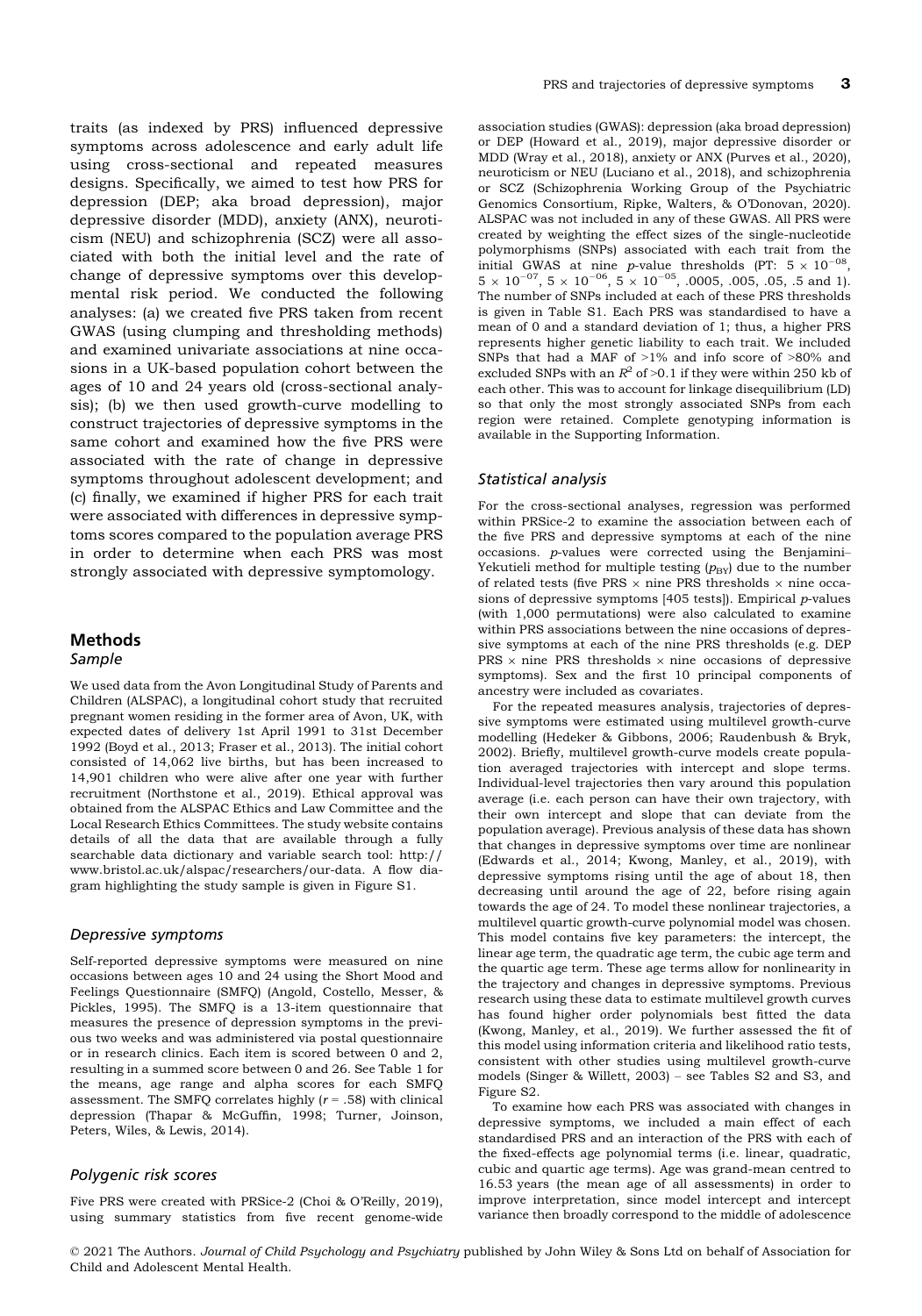traits (as indexed by PRS) influenced depressive symptoms across adolescence and early adult life using cross-sectional and repeated measures designs. Specifically, we aimed to test how PRS for depression (DEP; aka broad depression), major depressive disorder (MDD), anxiety (ANX), neuroticism (NEU) and schizophrenia (SCZ) were all associated with both the initial level and the rate of change of depressive symptoms over this developmental risk period. We conducted the following analyses: (a) we created five PRS taken from recent GWAS (using clumping and thresholding methods) and examined univariate associations at nine occasions in a UK-based population cohort between the ages of 10 and 24 years old (cross-sectional analysis); (b) we then used growth-curve modelling to construct trajectories of depressive symptoms in the same cohort and examined how the five PRS were associated with the rate of change in depressive symptoms throughout adolescent development; and (c) finally, we examined if higher PRS for each trait were associated with differences in depressive symptoms scores compared to the population average PRS in order to determine when each PRS was most strongly associated with depressive symptomology.

## Methods

### Sample

We used data from the Avon Longitudinal Study of Parents and Children (ALSPAC), a longitudinal cohort study that recruited pregnant women residing in the former area of Avon, UK, with expected dates of delivery 1st April 1991 to 31st December 1992 (Boyd et al., 2013; Fraser et al., 2013). The initial cohort consisted of 14,062 live births, but has been increased to 14,901 children who were alive after one year with further recruitment (Northstone et al., 2019). Ethical approval was obtained from the ALSPAC Ethics and Law Committee and the Local Research Ethics Committees. The study website contains details of all the data that are available through a fully searchable data dictionary and variable search tool: http://www.bristol.ac.uk/alspac/researchers/our-data. A flow diagram highlighting the study sample is given in Figure S1.

### Depressive symptoms

Self-reported depressive symptoms were measured on nine occasions between ages 10 and 24 using the Short Mood and Feelings Questionnaire (SMFQ) (Angold, Costello, Messer, & Pickles, 1995). The SMFQ is a 13-item questionnaire that measures the presence of depression symptoms in the previous two weeks and was administered via postal questionnaire or in research clinics. Each item is scored between 0 and 2, resulting in a summed score between 0 and 26. See Table 1 for the means, age range and alpha scores for each SMFQ assessment. The SMFQ correlates highly ($r = .58$) with clinical depression (Thapar & McGuffin, 1998; Turner, Joinson, Peters, Wiles, & Lewis, 2014).

### Polygenic risk scores

Five PRS were created with PRSice-2 (Choi & O'Reilly, 2019), using summary statistics from five recent genome-wide association studies (GWAS): depression (aka broad depression) or DEP (Howard et al., 2019), major depressive disorder or MDD (Wray et al., 2018), anxiety or ANX (Purves et al., 2020), neuroticism or NEU (Luciano et al., 2018), and schizophrenia or SCZ (Schizophrenia Working Group of the Psychiatric Genomics Consortium, Ripke, Walters, & O'Donovan, 2020). ALSPAC was not included in any of these GWAS. All PRS were created by weighting the effect sizes of the single-nucleotide polymorphisms (SNPs) associated with each trait from the initial GWAS at nine $p$-value thresholds (PT: $5 \times 10^{-08}$, $5 \times 10^{-07}$, $5 \times 10^{-06}$, $5 \times 10^{-05}$, .0005, .005, .05, .5 and 1). The number of SNPs included at each of these PRS thresholds is given in Table S1. Each PRS was standardised to have a mean of 0 and a standard deviation of 1; thus, a higher PRS represents higher genetic liability to each trait. We included SNPs that had a MAF of >1% and info score of >80% and excluded SNPs with an $R^2$ of >0.1 if they were within 250 kb of each other. This was to account for linkage disequilibrium (LD) so that only the most strongly associated SNPs from each region were retained. Complete genotyping information is available in the Supporting Information.

### Statistical analysis

For the cross-sectional analyses, regression was performed within PRSice-2 to examine the association between each of the five PRS and depressive symptoms at each of the nine occasions. $p$-values were corrected using the Benjamini–Yekutieli method for multiple testing ($p_{BY}$) due to the number of related tests (five PRS × nine PRS thresholds × nine occasions of depressive symptoms [405 tests]). Empirical $p$-values (with 1,000 permutations) were also calculated to examine within PRS associations between the nine occasions of depressive symptoms at each of the nine PRS thresholds (e.g. DEP PRS × nine PRS thresholds × nine occasions of depressive symptoms). Sex and the first 10 principal components of ancestry were included as covariates.

For the repeated measures analysis, trajectories of depressive symptoms were estimated using multilevel growth-curve modelling (Hedeker & Gibbons, 2006; Raudenbush & Bryk, 2002). Briefly, multilevel growth-curve models create population averaged trajectories with intercept and slope terms. Individual-level trajectories then vary around this population average (i.e. each person can have their own trajectory, with their own intercept and slope that can deviate from the population average). Previous analysis of these data has shown that changes in depressive symptoms over time are nonlinear (Edwards et al., 2014; Kwong, Manley, et al., 2019), with depressive symptoms rising until the age of about 18, then decreasing until around the age of 22, before rising again towards the age of 24. To model these nonlinear trajectories, a multilevel quartic growth-curve polynomial model was chosen. This model contains five key parameters: the intercept, the linear age term, the quadratic age term, the cubic age term and the quartic age term. These age terms allow for nonlinearity in the trajectory and changes in depressive symptoms. Previous research using these data to estimate multilevel growth curves has found higher order polynomials best fitted the data (Kwong, Manley, et al., 2019). We further assessed the fit of this model using information criteria and likelihood ratio tests, consistent with other studies using multilevel growth-curve models (Singer & Willett, 2003) – see Tables S2 and S3, and Figure S2.

To examine how each PRS was associated with changes in depressive symptoms, we included a main effect of each standardised PRS and an interaction of the PRS with each of the fixed-effects age polynomial terms (i.e. linear, quadratic, cubic and quartic age terms). Age was grand-mean centred to 16.53 years (the mean age of all assessments) in order to improve interpretation, since model intercept and intercept variance then broadly correspond to the middle of adolescence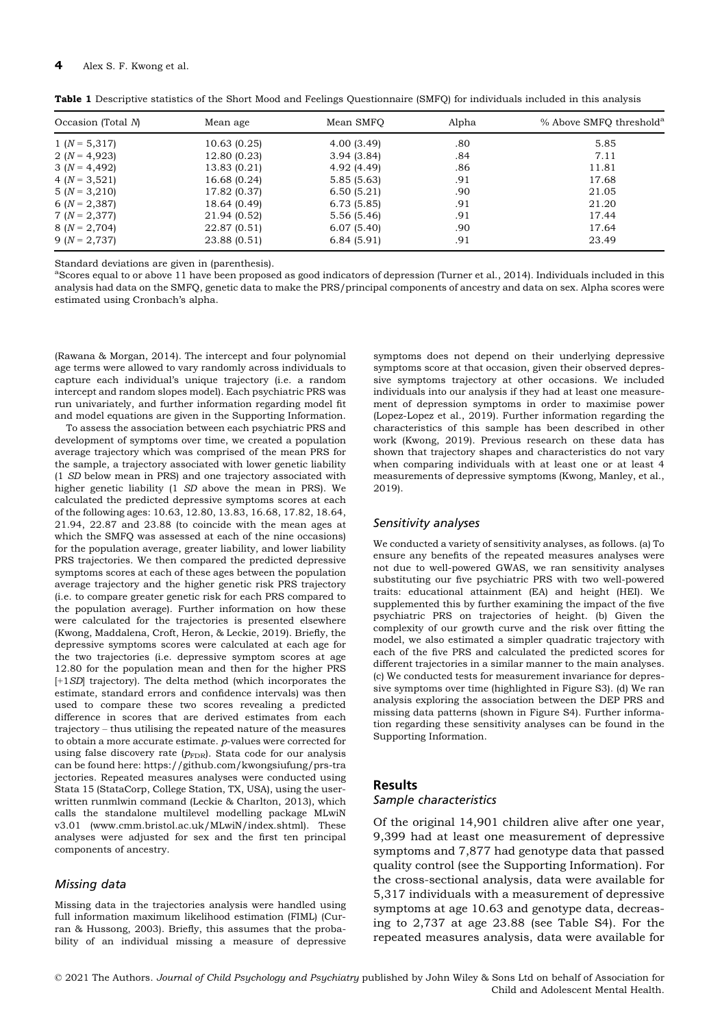**Table 1** Descriptive statistics of the Short Mood and Feelings Questionnaire (SMFQ) for individuals included in this analysis

| Occasion (Total *N*) | Mean age | Mean SMFQ | Alpha | % Above SMFQ threshold[a] |
| --- | --- | --- | --- | --- |
| 1 (*N* = 5,317) | 10.63 (0.25) | 4.00 (3.49) | .80 | 5.85 |
| 2 (*N* = 4,923) | 12.80 (0.23) | 3.94 (3.84) | .84 | 7.11 |
| 3 (*N* = 4,492) | 13.83 (0.21) | 4.92 (4.49) | .86 | 11.81 |
| 4 (*N* = 3,521) | 16.68 (0.24) | 5.85 (5.63) | .91 | 17.68 |
| 5 (*N* = 3,210) | 17.82 (0.37) | 6.50 (5.21) | .90 | 21.05 |
| 6 (*N* = 2,387) | 18.64 (0.49) | 6.73 (5.85) | .91 | 21.20 |
| 7 (*N* = 2,377) | 21.94 (0.52) | 5.56 (5.46) | .91 | 17.44 |
| 8 (*N* = 2,704) | 22.87 (0.51) | 6.07 (5.40) | .90 | 17.64 |
| 9 (*N* = 2,737) | 23.88 (0.51) | 6.84 (5.91) | .91 | 23.49 |

Standard deviations are given in (parenthesis).

[a]Scores equal to or above 11 have been proposed as good indicators of depression (Turner et al., 2014). Individuals included in this analysis had data on the SMFQ, genetic data to make the PRS/principal components of ancestry and data on sex. Alpha scores were estimated using Cronbach's alpha.

(Rawana & Morgan, 2014). The intercept and four polynomial age terms were allowed to vary randomly across individuals to capture each individual's unique trajectory (i.e. a random intercept and random slopes model). Each psychiatric PRS was run univariately, and further information regarding model fit and model equations are given in the Supporting Information.

To assess the association between each psychiatric PRS and development of symptoms over time, we created a population average trajectory which was comprised of the mean PRS for the sample, a trajectory associated with lower genetic liability (1 *SD* below mean in PRS) and one trajectory associated with higher genetic liability (1 *SD* above the mean in PRS). We calculated the predicted depressive symptoms scores at each of the following ages: 10.63, 12.80, 13.83, 16.68, 17.82, 18.64, 21.94, 22.87 and 23.88 (to coincide with the mean ages at which the SMFQ was assessed at each of the nine occasions) for the population average, greater liability, and lower liability PRS trajectories. We then compared the predicted depressive symptoms scores at each of these ages between the population average trajectory and the higher genetic risk PRS trajectory (i.e. to compare greater genetic risk for each PRS compared to the population average). Further information on how these were calculated for the trajectories is presented elsewhere (Kwong, Maddalena, Croft, Heron, & Leckie, 2019). Briefly, the depressive symptoms scores were calculated at each age for the two trajectories (i.e. depressive symptom scores at age 12.80 for the population mean and then for the higher PRS [+1*SD*] trajectory). The delta method (which incorporates the estimate, standard errors and confidence intervals) was then used to compare these two scores revealing a predicted difference in scores that are derived estimates from each trajectory – thus utilising the repeated nature of the measures to obtain a more accurate estimate. *p*-values were corrected for using false discovery rate ($p_{\text{FDR}}$). Stata code for our analysis can be found here: https://github.com/kwongsiufung/prs-trajectories. Repeated measures analyses were conducted using Stata 15 (StataCorp, College Station, TX, USA), using the user-written runmlwin command (Leckie & Charlton, 2013), which calls the standalone multilevel modelling package MLwiN v3.01 (www.cmm.bristol.ac.uk/MLwiN/index.shtml). These analyses were adjusted for sex and the first ten principal components of ancestry.

### *Missing data*

Missing data in the trajectories analysis were handled using full information maximum likelihood estimation (FIML) (Curran & Hussong, 2003). Briefly, this assumes that the probability of an individual missing a measure of depressive symptoms does not depend on their underlying depressive symptoms score at that occasion, given their observed depressive symptoms trajectory at other occasions. We included individuals into our analysis if they had at least one measurement of depression symptoms in order to maximise power (Lopez-Lopez et al., 2019). Further information regarding the characteristics of this sample has been described in other work (Kwong, 2019). Previous research on these data has shown that trajectory shapes and characteristics do not vary when comparing individuals with at least one or at least 4 measurements of depressive symptoms (Kwong, Manley, et al., 2019).

### *Sensitivity analyses*

We conducted a variety of sensitivity analyses, as follows. (a) To ensure any benefits of the repeated measures analyses were not due to well-powered GWAS, we ran sensitivity analyses substituting our five psychiatric PRS with two well-powered traits: educational attainment (EA) and height (HEI). We supplemented this by further examining the impact of the five psychiatric PRS on trajectories of height. (b) Given the complexity of our growth curve and the risk over fitting the model, we also estimated a simpler quadratic trajectory with each of the five PRS and calculated the predicted scores for different trajectories in a similar manner to the main analyses. (c) We conducted tests for measurement invariance for depressive symptoms over time (highlighted in Figure S3). (d) We ran analysis exploring the association between the DEP PRS and missing data patterns (shown in Figure S4). Further information regarding these sensitivity analyses can be found in the Supporting Information.

## Results

### *Sample characteristics*

Of the original 14,901 children alive after one year, 9,399 had at least one measurement of depressive symptoms and 7,877 had genotype data that passed quality control (see the Supporting Information). For the cross-sectional analysis, data were available for 5,317 individuals with a measurement of depressive symptoms at age 10.63 and genotype data, decreasing to 2,737 at age 23.88 (see Table S4). For the repeated measures analysis, data were available for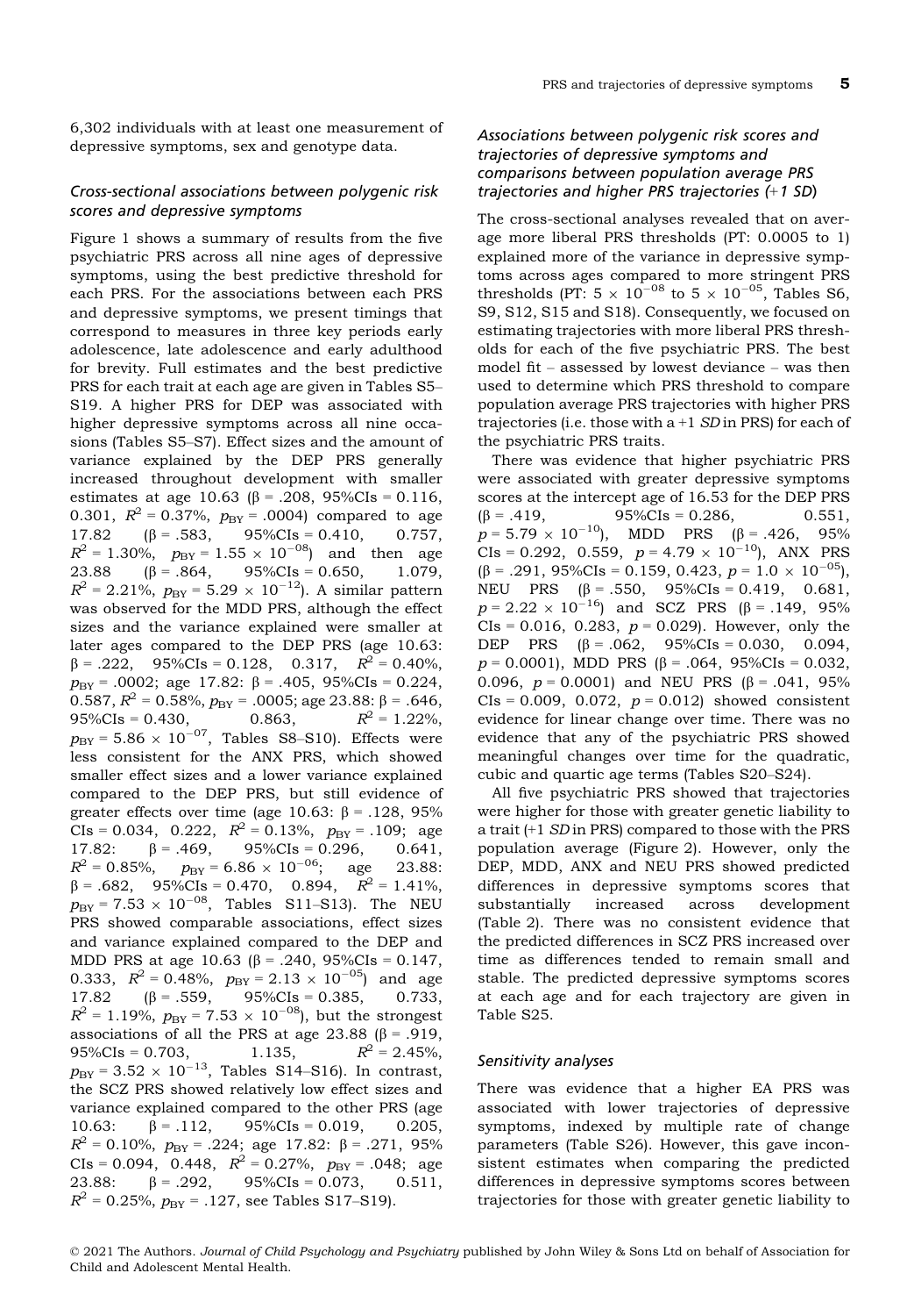6,302 individuals with at least one measurement of depressive symptoms, sex and genotype data.

### *Cross-sectional associations between polygenic risk scores and depressive symptoms*

Figure 1 shows a summary of results from the five psychiatric PRS across all nine ages of depressive symptoms, using the best predictive threshold for each PRS. For the associations between each PRS and depressive symptoms, we present timings that correspond to measures in three key periods early adolescence, late adolescence and early adulthood for brevity. Full estimates and the best predictive PRS for each trait at each age are given in Tables S5–S19. A higher PRS for DEP was associated with higher depressive symptoms across all nine occasions (Tables S5–S7). Effect sizes and the amount of variance explained by the DEP PRS generally increased throughout development with smaller estimates at age 10.63 (β = .208, 95%CIs = 0.116, 0.301, $R^2$ = 0.37%, $p_{BY}$ = .0004) compared to age 17.82 (β = .583, 95%CIs = 0.410, 0.757, $R^2$ = 1.30%, $p_{BY} = 1.55 \times 10^{-08}$) and then age 23.88 (β = .864, 95%CIs = 0.650, 1.079, $R^2$ = 2.21%, $p_{BY} = 5.29 \times 10^{-12}$). A similar pattern was observed for the MDD PRS, although the effect sizes and the variance explained were smaller at later ages compared to the DEP PRS (age 10.63: β = .222, 95%CIs = 0.128, 0.317, $R^2$ = 0.40%, $p_{BY}$ = .0002; age 17.82: β = .405, 95%CIs = 0.224, 0.587, $R^2$ = 0.58%, $p_{BY}$ = .0005; age 23.88: β = .646, 95%CIs = 0.430, 0.863, $R^2$ = 1.22%, $p_{BY} = 5.86 \times 10^{-07}$, Tables S8–S10). Effects were less consistent for the ANX PRS, which showed smaller effect sizes and a lower variance explained compared to the DEP PRS, but still evidence of greater effects over time (age 10.63: β = .128, 95% CIs = 0.034, 0.222, $R^2$ = 0.13%, $p_{BY}$ = .109; age 17.82: β = .469, 95%CIs = 0.296, 0.641, $R^2$ = 0.85%, $p_{BY} = 6.86 \times 10^{-06}$; age 23.88: β = .682, 95%CIs = 0.470, 0.894, $R^2$ = 1.41%, $p_{BY} = 7.53 \times 10^{-08}$, Tables S11–S13). The NEU PRS showed comparable associations, effect sizes and variance explained compared to the DEP and MDD PRS at age 10.63 (β = .240, 95%CIs = 0.147, 0.333, $R^2$ = 0.48%, $p_{BY} = 2.13 \times 10^{-05}$) and age 17.82 (β = .559, 95%CIs = 0.385, 0.733, $R^2$ = 1.19%, $p_{BY} = 7.53 \times 10^{-08}$), but the strongest associations of all the PRS at age 23.88 (β = .919, 95%CIs = 0.703, 1.135, $R^2$ = 2.45%, $p_{BY} = 3.52 \times 10^{-13}$, Tables S14–S16). In contrast, the SCZ PRS showed relatively low effect sizes and variance explained compared to the other PRS (age 10.63: β = .112, 95%CIs = 0.019, 0.205, $R^2$ = 0.10%, $p_{BY}$ = .224; age 17.82: β = .271, 95% CIs = 0.094, 0.448, $R^2$ = 0.27%, $p_{BY}$ = .048; age 23.88: β = .292, 95%CIs = 0.073, 0.511, $R^2$ = 0.25%, $p_{BY}$ = .127, see Tables S17–S19).

### *Associations between polygenic risk scores and trajectories of depressive symptoms and comparisons between population average PRS trajectories and higher PRS trajectories (+1 SD)*

The cross-sectional analyses revealed that on average more liberal PRS thresholds (PT: 0.0005 to 1) explained more of the variance in depressive symptoms across ages compared to more stringent PRS thresholds (PT: $5 \times 10^{-08}$ to $5 \times 10^{-05}$, Tables S6, S9, S12, S15 and S18). Consequently, we focused on estimating trajectories with more liberal PRS thresholds for each of the five psychiatric PRS. The best model fit – assessed by lowest deviance – was then used to determine which PRS threshold to compare population average PRS trajectories with higher PRS trajectories (i.e. those with a +1 *SD* in PRS) for each of the psychiatric PRS traits.

There was evidence that higher psychiatric PRS were associated with greater depressive symptoms scores at the intercept age of 16.53 for the DEP PRS (β = .419, 95%CIs = 0.286, 0.551, $p = 5.79 \times 10^{-10}$), MDD PRS (β = .426, 95% CIs = 0.292, 0.559, $p = 4.79 \times 10^{-10}$), ANX PRS (β = .291, 95%CIs = 0.159, 0.423, $p = 1.0 \times 10^{-05}$), NEU PRS (β = .550, 95%CIs = 0.419, 0.681, $p = 2.22 \times 10^{-16}$) and SCZ PRS (β = .149, 95% CIs = 0.016, 0.283, $p$ = 0.029). However, only the DEP PRS (β = .062, 95%CIs = 0.030, 0.094, $p$ = 0.0001), MDD PRS (β = .064, 95%CIs = 0.032, 0.096, $p$ = 0.0001) and NEU PRS (β = .041, 95% CIs = 0.009, 0.072, $p$ = 0.012) showed consistent evidence for linear change over time. There was no evidence that any of the psychiatric PRS showed meaningful changes over time for the quadratic, cubic and quartic age terms (Tables S20–S24).

All five psychiatric PRS showed that trajectories were higher for those with greater genetic liability to a trait (+1 *SD* in PRS) compared to those with the PRS population average (Figure 2). However, only the DEP, MDD, ANX and NEU PRS showed predicted differences in depressive symptoms scores that substantially increased across development (Table 2). There was no consistent evidence that the predicted differences in SCZ PRS increased over time as differences tended to remain small and stable. The predicted depressive symptoms scores at each age and for each trajectory are given in Table S25.

### *Sensitivity analyses*

There was evidence that a higher EA PRS was associated with lower trajectories of depressive symptoms, indexed by multiple rate of change parameters (Table S26). However, this gave inconsistent estimates when comparing the predicted differences in depressive symptoms scores between trajectories for those with greater genetic liability to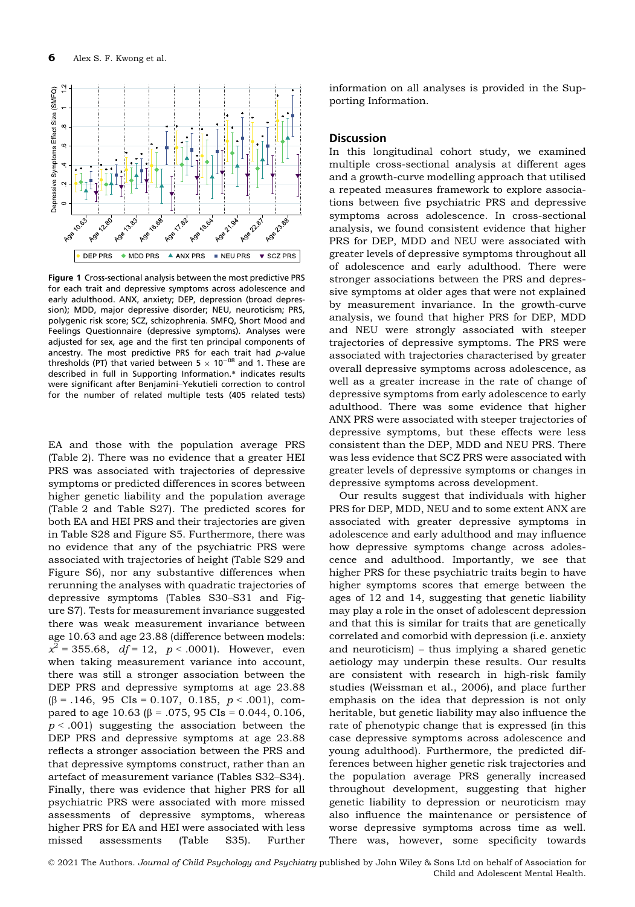Figure 1 Cross-sectional analysis between the most predictive PRS for each trait and depressive symptoms across adolescence and early adulthood. ANX, anxiety; DEP, depression (broad depression); MDD, major depressive disorder; NEU, neuroticism; PRS, polygenic risk score; SCZ, schizophrenia. SMFQ, Short Mood and Feelings Questionnaire (depressive symptoms). Analyses were adjusted for sex, age and the first ten principal components of ancestry. The most predictive PRS for each trait had *p*-value thresholds (PT) that varied between $5 \times 10^{-08}$ and 1. These are described in full in Supporting Information.* indicates results were significant after Benjamini–Yekutieli correction to control for the number of related multiple tests (405 related tests)

EA and those with the population average PRS (Table 2). There was no evidence that a greater HEI PRS was associated with trajectories of depressive symptoms or predicted differences in scores between higher genetic liability and the population average (Table 2 and Table S27). The predicted scores for both EA and HEI PRS and their trajectories are given in Table S28 and Figure S5. Furthermore, there was no evidence that any of the psychiatric PRS were associated with trajectories of height (Table S29 and Figure S6), nor any substantive differences when rerunning the analyses with quadratic trajectories of depressive symptoms (Tables S30–S31 and Figure S7). Tests for measurement invariance suggested there was weak measurement invariance between age 10.63 and age 23.88 (difference between models: $\chi^2 = 355.68$, $df = 12$, $p < .0001$). However, even when taking measurement variance into account, there was still a stronger association between the DEP PRS and depressive symptoms at age 23.88 ($\beta = .146$, 95 CIs = 0.107, 0.185, $p < .001$), compared to age 10.63 ($\beta = .075$, 95 CIs = 0.044, 0.106, $p < .001$) suggesting the association between the DEP PRS and depressive symptoms at age 23.88 reflects a stronger association between the PRS and that depressive symptoms construct, rather than an artefact of measurement variance (Tables S32–S34). Finally, there was evidence that higher PRS for all psychiatric PRS were associated with more missed assessments of depressive symptoms, whereas higher PRS for EA and HEI were associated with less missed assessments (Table S35). Further information on all analyses is provided in the Supporting Information.

## Discussion

In this longitudinal cohort study, we examined multiple cross-sectional analysis at different ages and a growth-curve modelling approach that utilised a repeated measures framework to explore associations between five psychiatric PRS and depressive symptoms across adolescence. In cross-sectional analysis, we found consistent evidence that higher PRS for DEP, MDD and NEU were associated with greater levels of depressive symptoms throughout all of adolescence and early adulthood. There were stronger associations between the PRS and depressive symptoms at older ages that were not explained by measurement invariance. In the growth-curve analysis, we found that higher PRS for DEP, MDD and NEU were strongly associated with steeper trajectories of depressive symptoms. The PRS were associated with trajectories characterised by greater overall depressive symptoms across adolescence, as well as a greater increase in the rate of change of depressive symptoms from early adolescence to early adulthood. There was some evidence that higher ANX PRS were associated with steeper trajectories of depressive symptoms, but these effects were less consistent than the DEP, MDD and NEU PRS. There was less evidence that SCZ PRS were associated with greater levels of depressive symptoms or changes in depressive symptoms across development.

Our results suggest that individuals with higher PRS for DEP, MDD, NEU and to some extent ANX are associated with greater depressive symptoms in adolescence and early adulthood and may influence how depressive symptoms change across adolescence and adulthood. Importantly, we see that higher PRS for these psychiatric traits begin to have higher symptoms scores that emerge between the ages of 12 and 14, suggesting that genetic liability may play a role in the onset of adolescent depression and that this is similar for traits that are genetically correlated and comorbid with depression (i.e. anxiety and neuroticism) – thus implying a shared genetic aetiology may underpin these results. Our results are consistent with research in high-risk family studies (Weissman et al., 2006), and place further emphasis on the idea that depression is not only heritable, but genetic liability may also influence the rate of phenotypic change that is expressed (in this case depressive symptoms across adolescence and young adulthood). Furthermore, the predicted differences between higher genetic risk trajectories and the population average PRS generally increased throughout development, suggesting that higher genetic liability to depression or neuroticism may also influence the maintenance or persistence of worse depressive symptoms across time as well. There was, however, some specificity towards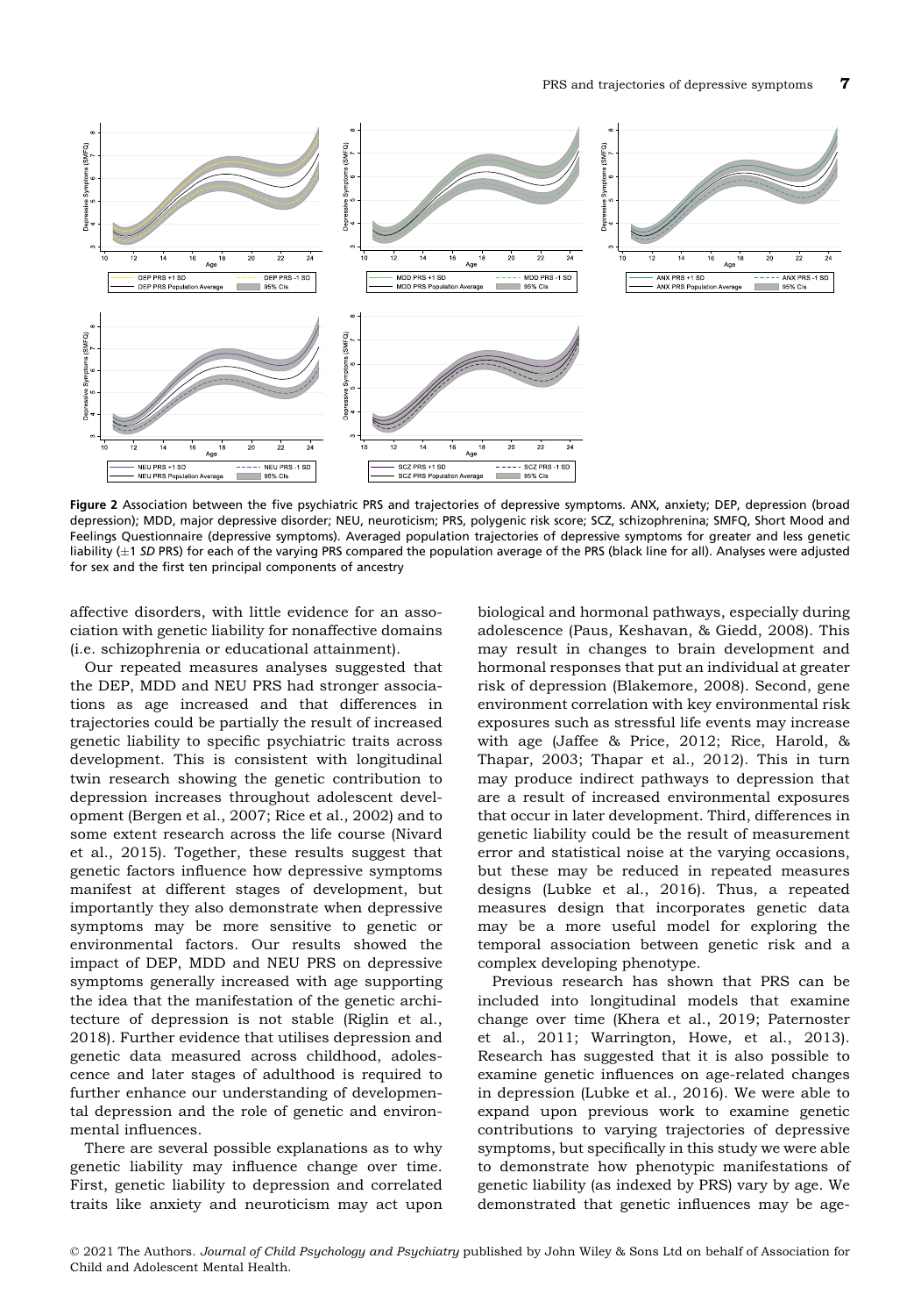Figure 2 Association between the five psychiatric PRS and trajectories of depressive symptoms. ANX, anxiety; DEP, depression (broad depression); MDD, major depressive disorder; NEU, neuroticism; PRS, polygenic risk score; SCZ, schizophrenina; SMFQ, Short Mood and Feelings Questionnaire (depressive symptoms). Averaged population trajectories of depressive symptoms for greater and less genetic liability (±1 *SD* PRS) for each of the varying PRS compared the population average of the PRS (black line for all). Analyses were adjusted for sex and the first ten principal components of ancestry

affective disorders, with little evidence for an association with genetic liability for nonaffective domains (i.e. schizophrenia or educational attainment).

Our repeated measures analyses suggested that the DEP, MDD and NEU PRS had stronger associations as age increased and that differences in trajectories could be partially the result of increased genetic liability to specific psychiatric traits across development. This is consistent with longitudinal twin research showing the genetic contribution to depression increases throughout adolescent development (Bergen et al., 2007; Rice et al., 2002) and to some extent research across the life course (Nivard et al., 2015). Together, these results suggest that genetic factors influence how depressive symptoms manifest at different stages of development, but importantly they also demonstrate when depressive symptoms may be more sensitive to genetic or environmental factors. Our results showed the impact of DEP, MDD and NEU PRS on depressive symptoms generally increased with age supporting the idea that the manifestation of the genetic architecture of depression is not stable (Riglin et al., 2018). Further evidence that utilises depression and genetic data measured across childhood, adolescence and later stages of adulthood is required to further enhance our understanding of developmental depression and the role of genetic and environmental influences.

There are several possible explanations as to why genetic liability may influence change over time. First, genetic liability to depression and correlated traits like anxiety and neuroticism may act upon biological and hormonal pathways, especially during adolescence (Paus, Keshavan, & Giedd, 2008). This may result in changes to brain development and hormonal responses that put an individual at greater risk of depression (Blakemore, 2008). Second, gene environment correlation with key environmental risk exposures such as stressful life events may increase with age (Jaffee & Price, 2012; Rice, Harold, & Thapar, 2003; Thapar et al., 2012). This in turn may produce indirect pathways to depression that are a result of increased environmental exposures that occur in later development. Third, differences in genetic liability could be the result of measurement error and statistical noise at the varying occasions, but these may be reduced in repeated measures designs (Lubke et al., 2016). Thus, a repeated measures design that incorporates genetic data may be a more useful model for exploring the temporal association between genetic risk and a complex developing phenotype.

Previous research has shown that PRS can be included into longitudinal models that examine change over time (Khera et al., 2019; Paternoster et al., 2011; Warrington, Howe, et al., 2013). Research has suggested that it is also possible to examine genetic influences on age-related changes in depression (Lubke et al., 2016). We were able to expand upon previous work to examine genetic contributions to varying trajectories of depressive symptoms, but specifically in this study we were able to demonstrate how phenotypic manifestations of genetic liability (as indexed by PRS) vary by age. We demonstrated that genetic influences may be age-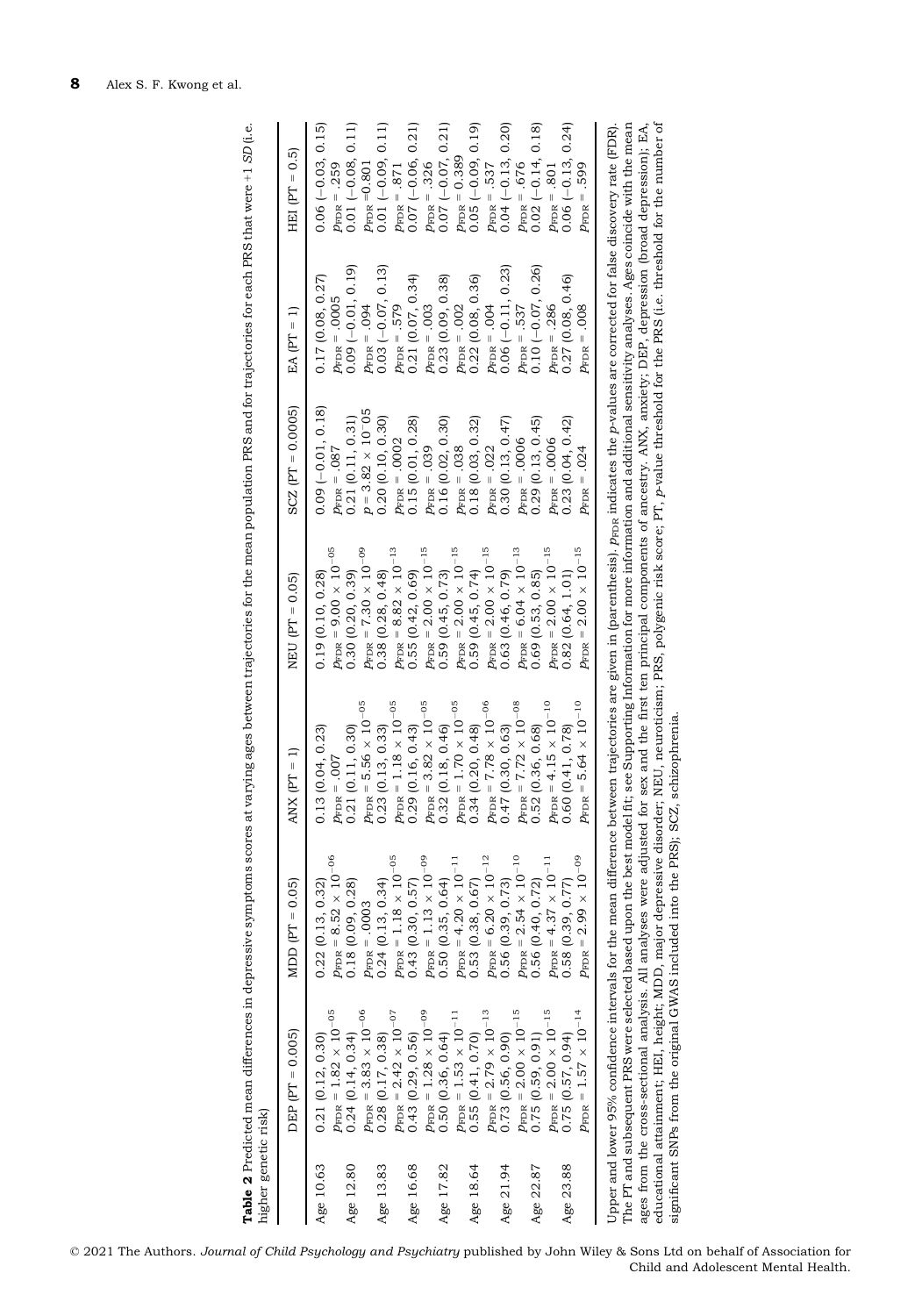**Table 2** Predicted mean differences in depressive symptoms scores at varying ages between trajectories for the mean population PRS and for trajectories for each PRS that were +1 *SD* (i.e. higher genetic risk)

| | DEP (PT = 0.005) | MDD (PT = 0.05) | ANX (PT = 1) | NEU (PT = 0.05) | SCZ (PT = 0.0005) | EA (PT = 1) | HEI (PT = 0.5) |
|---|---|---|---|---|---|---|---|
| Age 10.63 | 0.21 (0.12, 0.30) | 0.22 (0.13, 0.32) | 0.13 (0.04, 0.23) | 0.19 (0.10, 0.28) | 0.09 (−0.01, 0.18) | 0.17 (0.08, 0.27) | 0.06 (−0.03, 0.15) |
| | $p_{FDR} = 1.82 \times 10^{-05}$ | $p_{FDR} = 8.52 \times 10^{-06}$ | $p_{FDR} = .007$ | $p_{FDR} = 9.00 \times 10^{-05}$ | $p_{FDR} = .087$ | $p_{FDR} = .0005$ | $p_{FDR} = .259$ |
| Age 12.80 | 0.24 (0.14, 0.34) | 0.18 (0.09, 0.28) | 0.21 (0.11, 0.30) | 0.30 (0.20, 0.39) | 0.21 (0.11, 0.31) | 0.09 (−0.01, 0.19) | 0.01 (−0.08, 0.11) |
| | $p_{FDR} = 3.83 \times 10^{-06}$ | $p_{FDR} = .0003$ | $p_{FDR} = 5.56 \times 10^{-05}$ | $p_{FDR} = 7.30 \times 10^{-09}$ | $p = 3.82 \times 10^{-05}$ | $p_{FDR} = .094$ | $p_{FDR} = 0.801$ |
| Age 13.83 | 0.28 (0.17, 0.38) | 0.24 (0.13, 0.34) | 0.23 (0.13, 0.33) | 0.38 (0.28, 0.48) | 0.20 (0.10, 0.30) | 0.03 (−0.07, 0.13) | 0.01 (−0.09, 0.11) |
| | $p_{FDR} = 2.42 \times 10^{-07}$ | $p_{FDR} = 1.18 \times 10^{-05}$ | $p_{FDR} = 1.18 \times 10^{-05}$ | $p_{FDR} = 8.82 \times 10^{-13}$ | $p_{FDR} = .0002$ | $p_{FDR} = .579$ | $p_{FDR} = .871$ |
| Age 16.68 | 0.43 (0.29, 0.56) | 0.43 (0.30, 0.57) | 0.29 (0.16, 0.43) | 0.55 (0.42, 0.69) | 0.15 (0.01, 0.28) | 0.21 (0.07, 0.34) | 0.07 (−0.06, 0.21) |
| | $p_{FDR} = 1.28 \times 10^{-09}$ | $p_{FDR} = 1.13 \times 10^{-09}$ | $p_{FDR} = 3.82 \times 10^{-05}$ | $p_{FDR} = 2.00 \times 10^{-15}$ | $p_{FDR} = .039$ | $p_{FDR} = .003$ | $p_{FDR} = .326$ |
| Age 17.82 | 0.50 (0.36, 0.64) | 0.50 (0.35, 0.64) | 0.32 (0.18, 0.46) | 0.59 (0.45, 0.73) | 0.16 (0.02, 0.30) | 0.23 (0.09, 0.38) | 0.07 (−0.07, 0.21) |
| | $p_{FDR} = 1.53 \times 10^{-11}$ | $p_{FDR} = 4.20 \times 10^{-11}$ | $p_{FDR} = 1.70 \times 10^{-05}$ | $p_{FDR} = 2.00 \times 10^{-15}$ | $p_{FDR} = .038$ | $p_{FDR} = .002$ | $p_{FDR} = 0.389$ |
| Age 18.64 | 0.55 (0.41, 0.70) | 0.53 (0.38, 0.67) | 0.34 (0.20, 0.48) | 0.59 (0.45, 0.74) | 0.18 (0.03, 0.32) | 0.22 (0.08, 0.36) | 0.05 (−0.09, 0.19) |
| | $p_{FDR} = 2.79 \times 10^{-13}$ | $p_{FDR} = 6.20 \times 10^{-12}$ | $p_{FDR} = 7.78 \times 10^{-06}$ | $p_{FDR} = 2.00 \times 10^{-15}$ | $p_{FDR} = .022$ | $p_{FDR} = .004$ | $p_{FDR} = .537$ |
| Age 21.94 | 0.73 (0.56, 0.90) | 0.56 (0.39, 0.73) | 0.47 (0.30, 0.63) | 0.63 (0.46, 0.79) | 0.30 (0.13, 0.47) | 0.06 (−0.11, 0.23) | 0.04 (−0.13, 0.20) |
| | $p_{FDR} = 2.00 \times 10^{-15}$ | $p_{FDR} = 2.54 \times 10^{-10}$ | $p_{FDR} = 7.72 \times 10^{-08}$ | $p_{FDR} = 6.04 \times 10^{-13}$ | $p_{FDR} = .0006$ | $p_{FDR} = .537$ | $p_{FDR} = .676$ |
| Age 22.87 | 0.75 (0.59, 0.91) | 0.56 (0.40, 0.72) | 0.52 (0.36, 0.68) | 0.69 (0.53, 0.85) | 0.29 (0.13, 0.45) | 0.10 (−0.07, 0.26) | 0.02 (−0.14, 0.18) |
| | $p_{FDR} = 2.00 \times 10^{-15}$ | $p_{FDR} = 4.37 \times 10^{-11}$ | $p_{FDR} = 4.15 \times 10^{-10}$ | $p_{FDR} = 2.00 \times 10^{-15}$ | $p_{FDR} = .0006$ | $p_{FDR} = .286$ | $p_{FDR} = .801$ |
| Age 23.88 | 0.75 (0.57, 0.94) | 0.58 (0.39, 0.77) | 0.60 (0.41, 0.78) | 0.82 (0.64, 1.01) | 0.23 (0.04, 0.42) | 0.27 (0.08, 0.46) | 0.06 (−0.13, 0.24) |
| | $p_{FDR} = 1.57 \times 10^{-14}$ | $p_{FDR} = 2.99 \times 10^{-09}$ | $p_{FDR} = 5.64 \times 10^{-10}$ | $p_{FDR} = 2.00 \times 10^{-15}$ | $p_{FDR} = .024$ | $p_{FDR} = .008$ | $p_{FDR} = .599$ |

Upper and lower 95% confidence intervals for the mean difference between trajectories are given in (parenthesis). $p_{FDR}$ indicates the *p*-values are corrected for false discovery rate (FDR). The PT and subsequent PRS were selected based upon the best model fit; see Supporting Information for more information and additional sensitivity analyses. Ages coincide with the mean ages from the cross-sectional analysis. All analyses were adjusted for sex and the first ten principal components of ancestry. ANX, anxiety; DEP, depression (broad depression); EA, educational attainment; HEI, height; MDD, major depressive disorder; NEU, neuroticism; PRS, polygenic risk score; PT, *p*-value threshold for the PRS (i.e. threshold for the number of significant SNPs from the original GWAS included into the PRS); SCZ, schizophrenia.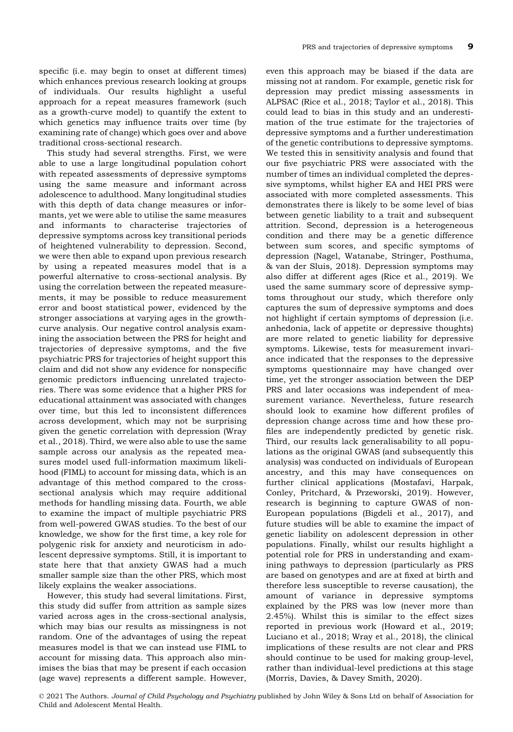specific (i.e. may begin to onset at different times) which enhances previous research looking at groups of individuals. Our results highlight a useful approach for a repeat measures framework (such as a growth-curve model) to quantify the extent to which genetics may influence traits over time (by examining rate of change) which goes over and above traditional cross-sectional research.

This study had several strengths. First, we were able to use a large longitudinal population cohort with repeated assessments of depressive symptoms using the same measure and informant across adolescence to adulthood. Many longitudinal studies with this depth of data change measures or informants, yet we were able to utilise the same measures and informants to characterise trajectories of depressive symptoms across key transitional periods of heightened vulnerability to depression. Second, we were then able to expand upon previous research by using a repeated measures model that is a powerful alternative to cross-sectional analysis. By using the correlation between the repeated measurements, it may be possible to reduce measurement error and boost statistical power, evidenced by the stronger associations at varying ages in the growth-curve analysis. Our negative control analysis examining the association between the PRS for height and trajectories of depressive symptoms, and the five psychiatric PRS for trajectories of height support this claim and did not show any evidence for nonspecific genomic predictors influencing unrelated trajectories. There was some evidence that a higher PRS for educational attainment was associated with changes over time, but this led to inconsistent differences across development, which may not be surprising given the genetic correlation with depression (Wray et al., 2018). Third, we were also able to use the same sample across our analysis as the repeated measures model used full-information maximum likelihood (FIML) to account for missing data, which is an advantage of this method compared to the cross-sectional analysis which may require additional methods for handling missing data. Fourth, we able to examine the impact of multiple psychiatric PRS from well-powered GWAS studies. To the best of our knowledge, we show for the first time, a key role for polygenic risk for anxiety and neuroticism in adolescent depressive symptoms. Still, it is important to state here that that anxiety GWAS had a much smaller sample size than the other PRS, which most likely explains the weaker associations.

However, this study had several limitations. First, this study did suffer from attrition as sample sizes varied across ages in the cross-sectional analysis, which may bias our results as missingness is not random. One of the advantages of using the repeat measures model is that we can instead use FIML to account for missing data. This approach also minimises the bias that may be present if each occasion (age wave) represents a different sample. However, even this approach may be biased if the data are missing not at random. For example, genetic risk for depression may predict missing assessments in ALPSAC (Rice et al., 2018; Taylor et al., 2018). This could lead to bias in this study and an underestimation of the true estimate for the trajectories of depressive symptoms and a further underestimation of the genetic contributions to depressive symptoms. We tested this in sensitivity analysis and found that our five psychiatric PRS were associated with the number of times an individual completed the depressive symptoms, whilst higher EA and HEI PRS were associated with more completed assessments. This demonstrates there is likely to be some level of bias between genetic liability to a trait and subsequent attrition. Second, depression is a heterogeneous condition and there may be a genetic difference between sum scores, and specific symptoms of depression (Nagel, Watanabe, Stringer, Posthuma, & van der Sluis, 2018). Depression symptoms may also differ at different ages (Rice et al., 2019). We used the same summary score of depressive symptoms throughout our study, which therefore only captures the sum of depressive symptoms and does not highlight if certain symptoms of depression (i.e. anhedonia, lack of appetite or depressive thoughts) are more related to genetic liability for depressive symptoms. Likewise, tests for measurement invariance indicated that the responses to the depressive symptoms questionnaire may have changed over time, yet the stronger association between the DEP PRS and later occasions was independent of measurement variance. Nevertheless, future research should look to examine how different profiles of depression change across time and how these profiles are independently predicted by genetic risk. Third, our results lack generalisability to all populations as the original GWAS (and subsequently this analysis) was conducted on individuals of European ancestry, and this may have consequences on further clinical applications (Mostafavi, Harpak, Conley, Pritchard, & Przeworski, 2019). However, research is beginning to capture GWAS of non-European populations (Bigdeli et al., 2017), and future studies will be able to examine the impact of genetic liability on adolescent depression in other populations. Finally, whilst our results highlight a potential role for PRS in understanding and examining pathways to depression (particularly as PRS are based on genotypes and are at fixed at birth and therefore less susceptible to reverse causation), the amount of variance in depressive symptoms explained by the PRS was low (never more than 2.45%). Whilst this is similar to the effect sizes reported in previous work (Howard et al., 2019; Luciano et al., 2018; Wray et al., 2018), the clinical implications of these results are not clear and PRS should continue to be used for making group-level, rather than individual-level predictions at this stage (Morris, Davies, & Davey Smith, 2020).

© 2021 The Authors. *Journal of Child Psychology and Psychiatry* published by John Wiley & Sons Ltd on behalf of Association for Child and Adolescent Mental Health.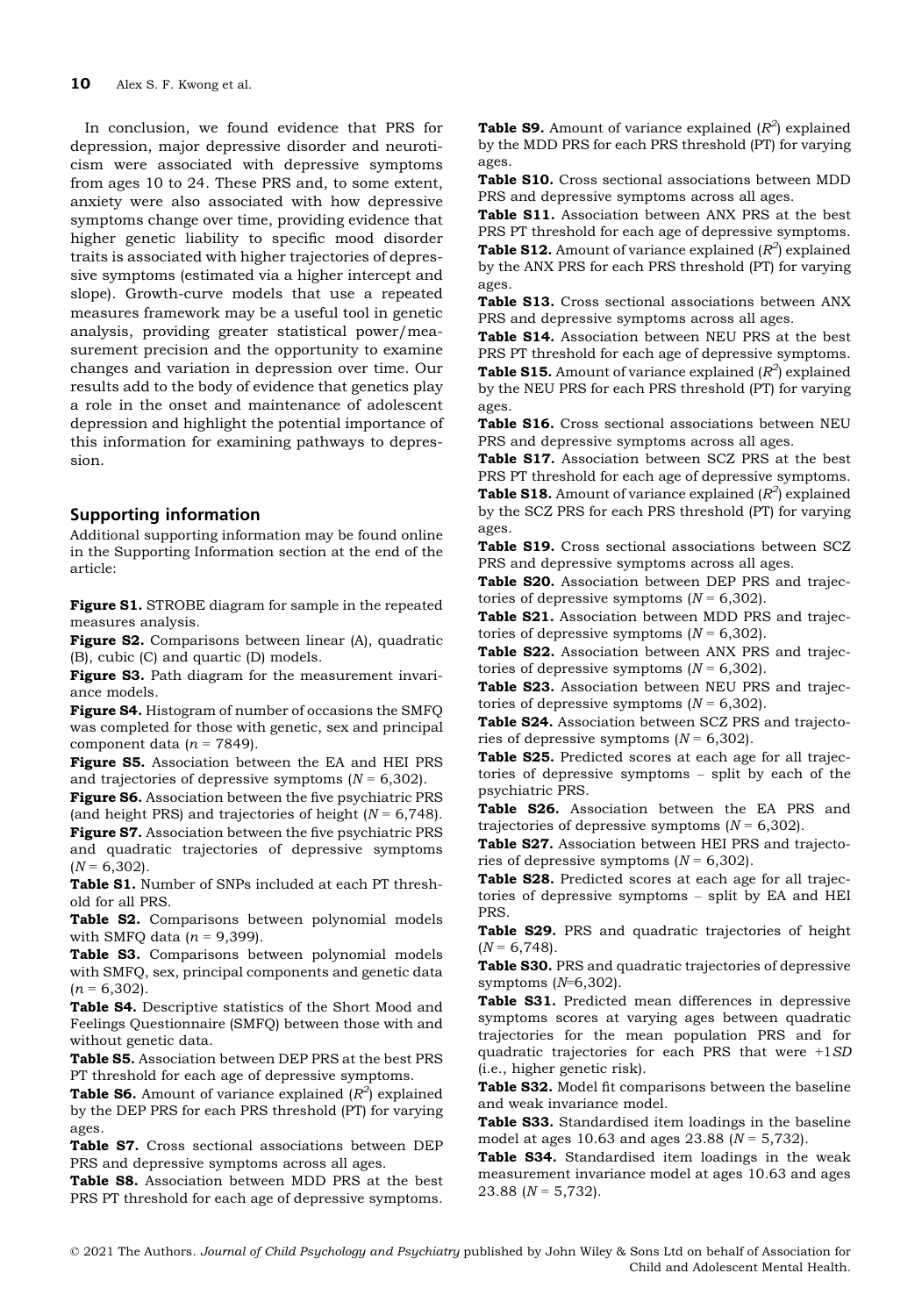In conclusion, we found evidence that PRS for depression, major depressive disorder and neuroticism were associated with depressive symptoms from ages 10 to 24. These PRS and, to some extent, anxiety were also associated with how depressive symptoms change over time, providing evidence that higher genetic liability to specific mood disorder traits is associated with higher trajectories of depressive symptoms (estimated via a higher intercept and slope). Growth-curve models that use a repeated measures framework may be a useful tool in genetic analysis, providing greater statistical power/measurement precision and the opportunity to examine changes and variation in depression over time. Our results add to the body of evidence that genetics play a role in the onset and maintenance of adolescent depression and highlight the potential importance of this information for examining pathways to depression.

## Supporting information

Additional supporting information may be found online in the Supporting Information section at the end of the article:

**Figure S1.** STROBE diagram for sample in the repeated measures analysis.

**Figure S2.** Comparisons between linear (A), quadratic (B), cubic (C) and quartic (D) models.

**Figure S3.** Path diagram for the measurement invariance models.

**Figure S4.** Histogram of number of occasions the SMFQ was completed for those with genetic, sex and principal component data ($n$ = 7849).

**Figure S5.** Association between the EA and HEI PRS and trajectories of depressive symptoms ($N$ = 6,302).

**Figure S6.** Association between the five psychiatric PRS (and height PRS) and trajectories of height ($N$ = 6,748).

**Figure S7.** Association between the five psychiatric PRS and quadratic trajectories of depressive symptoms ($N$ = 6,302).

**Table S1.** Number of SNPs included at each PT threshold for all PRS.

**Table S2.** Comparisons between polynomial models with SMFQ data ($n$ = 9,399).

**Table S3.** Comparisons between polynomial models with SMFQ, sex, principal components and genetic data ($n$ = 6,302).

**Table S4.** Descriptive statistics of the Short Mood and Feelings Questionnaire (SMFQ) between those with and without genetic data.

**Table S5.** Association between DEP PRS at the best PRS PT threshold for each age of depressive symptoms.

**Table S6.** Amount of variance explained ($R^2$) explained by the DEP PRS for each PRS threshold (PT) for varying ages.

**Table S7.** Cross sectional associations between DEP PRS and depressive symptoms across all ages.

**Table S8.** Association between MDD PRS at the best PRS PT threshold for each age of depressive symptoms.

**Table S9.** Amount of variance explained ($R^2$) explained by the MDD PRS for each PRS threshold (PT) for varying ages.

**Table S10.** Cross sectional associations between MDD PRS and depressive symptoms across all ages.

**Table S11.** Association between ANX PRS at the best PRS PT threshold for each age of depressive symptoms.

**Table S12.** Amount of variance explained ($R^2$) explained by the ANX PRS for each PRS threshold (PT) for varying ages.

**Table S13.** Cross sectional associations between ANX PRS and depressive symptoms across all ages.

**Table S14.** Association between NEU PRS at the best PRS PT threshold for each age of depressive symptoms.

**Table S15.** Amount of variance explained ($R^2$) explained by the NEU PRS for each PRS threshold (PT) for varying ages.

**Table S16.** Cross sectional associations between NEU PRS and depressive symptoms across all ages.

**Table S17.** Association between SCZ PRS at the best PRS PT threshold for each age of depressive symptoms.

**Table S18.** Amount of variance explained ($R^2$) explained by the SCZ PRS for each PRS threshold (PT) for varying ages.

**Table S19.** Cross sectional associations between SCZ PRS and depressive symptoms across all ages.

**Table S20.** Association between DEP PRS and trajectories of depressive symptoms ($N$ = 6,302).

**Table S21.** Association between MDD PRS and trajectories of depressive symptoms ($N$ = 6,302).

**Table S22.** Association between ANX PRS and trajectories of depressive symptoms ($N$ = 6,302).

**Table S23.** Association between NEU PRS and trajectories of depressive symptoms ($N$ = 6,302).

**Table S24.** Association between SCZ PRS and trajectories of depressive symptoms ($N$ = 6,302).

**Table S25.** Predicted scores at each age for all trajectories of depressive symptoms – split by each of the psychiatric PRS.

**Table S26.** Association between the EA PRS and trajectories of depressive symptoms ($N$ = 6,302).

**Table S27.** Association between HEI PRS and trajectories of depressive symptoms ($N$ = 6,302).

**Table S28.** Predicted scores at each age for all trajectories of depressive symptoms – split by EA and HEI PRS.

**Table S29.** PRS and quadratic trajectories of height ($N$ = 6,748).

**Table S30.** PRS and quadratic trajectories of depressive symptoms ($N$=6,302).

**Table S31.** Predicted mean differences in depressive symptoms scores at varying ages between quadratic trajectories for the mean population PRS and for quadratic trajectories for each PRS that were +1*SD* (i.e., higher genetic risk).

**Table S32.** Model fit comparisons between the baseline and weak invariance model.

**Table S33.** Standardised item loadings in the baseline model at ages 10.63 and ages 23.88 ($N$ = 5,732).

**Table S34.** Standardised item loadings in the weak measurement invariance model at ages 10.63 and ages 23.88 ($N$ = 5,732).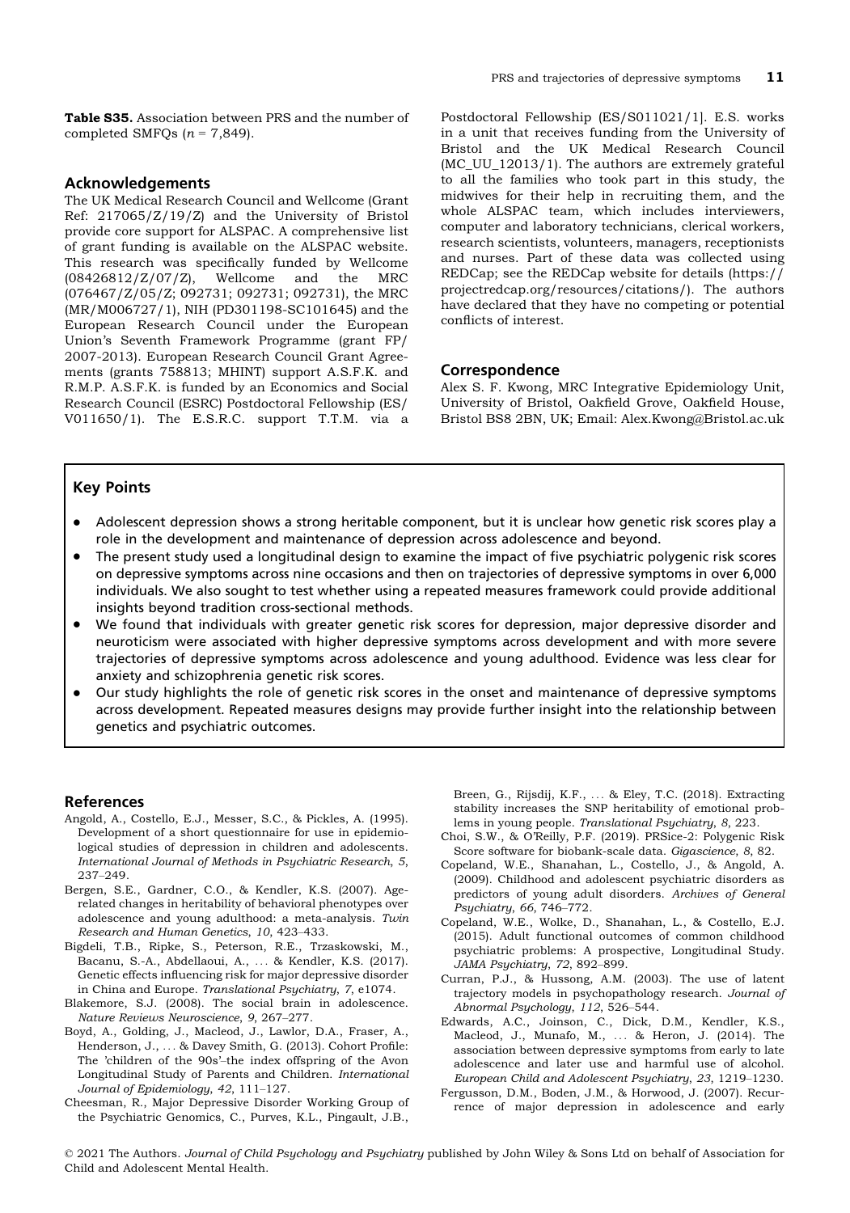**Table S35.** Association between PRS and the number of completed SMFQs ($n = 7,849$).

## Acknowledgements

The UK Medical Research Council and Wellcome (Grant Ref: 217065/Z/19/Z) and the University of Bristol provide core support for ALSPAC. A comprehensive list of grant funding is available on the ALSPAC website. This research was specifically funded by Wellcome (08426812/Z/07/Z), Wellcome and the MRC (076467/Z/05/Z; 092731; 092731; 092731), the MRC (MR/M006727/1), NIH (PD301198-SC101645) and the European Research Council under the European Union's Seventh Framework Programme (grant FP/2007-2013). European Research Council Grant Agreements (grants 758813; MHINT) support A.S.F.K. and R.M.P. A.S.F.K. is funded by an Economics and Social Research Council (ESRC) Postdoctoral Fellowship (ES/V011650/1). The E.S.R.C. support T.T.M. via a Postdoctoral Fellowship (ES/S011021/1]. E.S. works in a unit that receives funding from the University of Bristol and the UK Medical Research Council (MC_UU_12013/1). The authors are extremely grateful to all the families who took part in this study, the midwives for their help in recruiting them, and the whole ALSPAC team, which includes interviewers, computer and laboratory technicians, clerical workers, research scientists, volunteers, managers, receptionists and nurses. Part of these data was collected using REDCap; see the REDCap website for details (https://projectredcap.org/resources/citations/). The authors have declared that they have no competing or potential conflicts of interest.

## Correspondence

Alex S. F. Kwong, MRC Integrative Epidemiology Unit, University of Bristol, Oakfield Grove, Oakfield House, Bristol BS8 2BN, UK; Email: Alex.Kwong@Bristol.ac.uk

## Key Points

- Adolescent depression shows a strong heritable component, but it is unclear how genetic risk scores play a role in the development and maintenance of depression across adolescence and beyond.
- The present study used a longitudinal design to examine the impact of five psychiatric polygenic risk scores on depressive symptoms across nine occasions and then on trajectories of depressive symptoms in over 6,000 individuals. We also sought to test whether using a repeated measures framework could provide additional insights beyond tradition cross-sectional methods.
- We found that individuals with greater genetic risk scores for depression, major depressive disorder and neuroticism were associated with higher depressive symptoms across development and with more severe trajectories of depressive symptoms across adolescence and young adulthood. Evidence was less clear for anxiety and schizophrenia genetic risk scores.
- Our study highlights the role of genetic risk scores in the onset and maintenance of depressive symptoms across development. Repeated measures designs may provide further insight into the relationship between genetics and psychiatric outcomes.

## References

Angold, A., Costello, E.J., Messer, S.C., & Pickles, A. (1995). Development of a short questionnaire for use in epidemiological studies of depression in children and adolescents. *International Journal of Methods in Psychiatric Research*, *5*, 237–249.

Bergen, S.E., Gardner, C.O., & Kendler, K.S. (2007). Age-related changes in heritability of behavioral phenotypes over adolescence and young adulthood: a meta-analysis. *Twin Research and Human Genetics*, *10*, 423–433.

Bigdeli, T.B., Ripke, S., Peterson, R.E., Trzaskowski, M., Bacanu, S.-A., Abdellaoui, A., … & Kendler, K.S. (2017). Genetic effects influencing risk for major depressive disorder in China and Europe. *Translational Psychiatry*, *7*, e1074.

Blakemore, S.J. (2008). The social brain in adolescence. *Nature Reviews Neuroscience*, *9*, 267–277.

Boyd, A., Golding, J., Macleod, J., Lawlor, D.A., Fraser, A., Henderson, J., … & Davey Smith, G. (2013). Cohort Profile: The 'children of the 90s'–the index offspring of the Avon Longitudinal Study of Parents and Children. *International Journal of Epidemiology*, *42*, 111–127.

Cheesman, R., Major Depressive Disorder Working Group of the Psychiatric Genomics, C., Purves, K.L., Pingault, J.B., Breen, G., Rijsdij, K.F., … & Eley, T.C. (2018). Extracting stability increases the SNP heritability of emotional problems in young people. *Translational Psychiatry*, *8*, 223.

Choi, S.W., & O'Reilly, P.F. (2019). PRSice-2: Polygenic Risk Score software for biobank-scale data. *Gigascience*, *8*, 82.

Copeland, W.E., Shanahan, L., Costello, J., & Angold, A. (2009). Childhood and adolescent psychiatric disorders as predictors of young adult disorders. *Archives of General Psychiatry*, *66*, 746–772.

Copeland, W.E., Wolke, D., Shanahan, L., & Costello, E.J. (2015). Adult functional outcomes of common childhood psychiatric problems: A prospective, Longitudinal Study. *JAMA Psychiatry*, *72*, 892–899.

Curran, P.J., & Hussong, A.M. (2003). The use of latent trajectory models in psychopathology research. *Journal of Abnormal Psychology*, *112*, 526–544.

Edwards, A.C., Joinson, C., Dick, D.M., Kendler, K.S., Macleod, J., Munafo, M., … & Heron, J. (2014). The association between depressive symptoms from early to late adolescence and later use and harmful use of alcohol. *European Child and Adolescent Psychiatry*, *23*, 1219–1230.

Fergusson, D.M., Boden, J.M., & Horwood, J. (2007). Recurrence of major depression in adolescence and early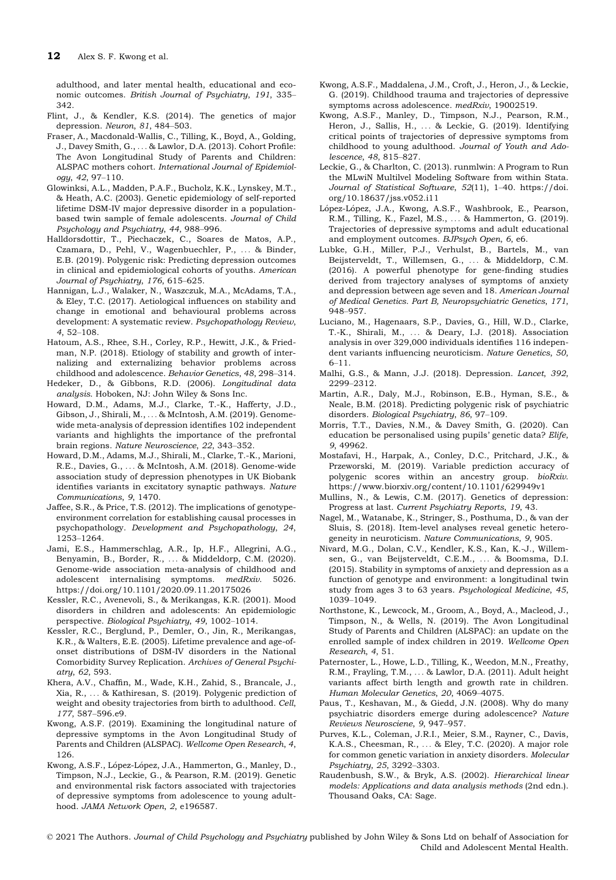adulthood, and later mental health, educational and economic outcomes. *British Journal of Psychiatry*, *191*, 335–342.

Flint, J., & Kendler, K.S. (2014). The genetics of major depression. *Neuron*, *81*, 484–503.

Fraser, A., Macdonald-Wallis, C., Tilling, K., Boyd, A., Golding, J., Davey Smith, G., … & Lawlor, D.A. (2013). Cohort Profile: The Avon Longitudinal Study of Parents and Children: ALSPAC mothers cohort. *International Journal of Epidemiology*, *42*, 97–110.

Glowinksi, A.L., Madden, P.A.F., Bucholz, K.K., Lynskey, M.T., & Heath, A.C. (2003). Genetic epidemiology of self-reported lifetime DSM-IV major depressive disorder in a population-based twin sample of female adolescents. *Journal of Child Psychology and Psychiatry*, *44*, 988–996.

Halldorsdottir, T., Piechaczek, C., Soares de Matos, A.P., Czamara, D., Pehl, V., Wagenbuechler, P., … & Binder, E.B. (2019). Polygenic risk: Predicting depression outcomes in clinical and epidemiological cohorts of youths. *American Journal of Psychiatry*, *176*, 615–625.

Hannigan, L.J., Walaker, N., Waszczuk, M.A., McAdams, T.A., & Eley, T.C. (2017). Aetiological influences on stability and change in emotional and behavioural problems across development: A systematic review. *Psychopathology Review*, *4*, 52–108.

Hatoum, A.S., Rhee, S.H., Corley, R.P., Hewitt, J.K., & Friedman, N.P. (2018). Etiology of stability and growth of internalizing and externalizing behavior problems across childhood and adolescence. *Behavior Genetics*, *48*, 298–314.

Hedeker, D., & Gibbons, R.D. (2006). *Longitudinal data analysis*. Hoboken, NJ: John Wiley & Sons Inc.

Howard, D.M., Adams, M.J., Clarke, T.-K., Hafferty, J.D., Gibson, J., Shirali, M., … & McIntosh, A.M. (2019). Genome-wide meta-analysis of depression identifies 102 independent variants and highlights the importance of the prefrontal brain regions. *Nature Neuroscience*, *22*, 343–352.

Howard, D.M., Adams, M.J., Shirali, M., Clarke, T.-K., Marioni, R.E., Davies, G., … & McIntosh, A.M. (2018). Genome-wide association study of depression phenotypes in UK Biobank identifies variants in excitatory synaptic pathways. *Nature Communications*, *9*, 1470.

Jaffee, S.R., & Price, T.S. (2012). The implications of genotype-environment correlation for establishing causal processes in psychopathology. *Development and Psychopathology*, *24*, 1253–1264.

Jami, E.S., Hammerschlag, A.R., Ip, H.F., Allegrini, A.G., Benyamin, B., Border, R., … & Middeldorp, C.M. (2020). Genome-wide association meta-analysis of childhood and adolescent internalising symptoms. *medRxiv*. 5026. https://doi.org/10.1101/2020.09.11.20175026

Kessler, R.C., Avenevoli, S., & Merikangas, K.R. (2001). Mood disorders in children and adolescents: An epidemiologic perspective. *Biological Psychiatry*, *49*, 1002–1014.

Kessler, R.C., Berglund, P., Demler, O., Jin, R., Merikangas, K.R., & Walters, E.E. (2005). Lifetime prevalence and age-of-onset distributions of DSM-IV disorders in the National Comorbidity Survey Replication. *Archives of General Psychiatry*, *62*, 593.

Khera, A.V., Chaffin, M., Wade, K.H., Zahid, S., Brancale, J., Xia, R., … & Kathiresan, S. (2019). Polygenic prediction of weight and obesity trajectories from birth to adulthood. *Cell*, *177*, 587–596.e9.

Kwong, A.S.F. (2019). Examining the longitudinal nature of depressive symptoms in the Avon Longitudinal Study of Parents and Children (ALSPAC). *Wellcome Open Research*, *4*, 126.

Kwong, A.S.F., López-López, J.A., Hammerton, G., Manley, D., Timpson, N.J., Leckie, G., & Pearson, R.M. (2019). Genetic and environmental risk factors associated with trajectories of depressive symptoms from adolescence to young adulthood. *JAMA Network Open*, *2*, e196587.

Kwong, A.S.F., Maddalena, J.M., Croft, J., Heron, J., & Leckie, G. (2019). Childhood trauma and trajectories of depressive symptoms across adolescence. *medRxiv*, 19002519.

Kwong, A.S.F., Manley, D., Timpson, N.J., Pearson, R.M., Heron, J., Sallis, H., … & Leckie, G. (2019). Identifying critical points of trajectories of depressive symptoms from childhood to young adulthood. *Journal of Youth and Adolescence*, *48*, 815–827.

Leckie, G., & Charlton, C. (2013). runmlwin: A Program to Run the MLwiN Multilvel Modeling Software from within Stata. *Journal of Statistical Software*, *52*(11), 1–40. https://doi.org/10.18637/jss.v052.i11

López-López, J.A., Kwong, A.S.F., Washbrook, E., Pearson, R.M., Tilling, K., Fazel, M.S., … & Hammerton, G. (2019). Trajectories of depressive symptoms and adult educational and employment outcomes. *BJPsych Open*, *6*, e6.

Lubke, G.H., Miller, P.J., Verhulst, B., Bartels, M., van Beijsterveldt, T., Willemsen, G., … & Middeldorp, C.M. (2016). A powerful phenotype for gene-finding studies derived from trajectory analyses of symptoms of anxiety and depression between age seven and 18. *American Journal of Medical Genetics. Part B, Neuropsychiatric Genetics*, *171*, 948–957.

Luciano, M., Hagenaars, S.P., Davies, G., Hill, W.D., Clarke, T.-K., Shirali, M., … & Deary, I.J. (2018). Association analysis in over 329,000 individuals identifies 116 independent variants influencing neuroticism. *Nature Genetics*, *50*, 6–11.

Malhi, G.S., & Mann, J.J. (2018). Depression. *Lancet*, *392*, 2299–2312.

Martin, A.R., Daly, M.J., Robinson, E.B., Hyman, S.E., & Neale, B.M. (2018). Predicting polygenic risk of psychiatric disorders. *Biological Psychiatry*, *86*, 97–109.

Morris, T.T., Davies, N.M., & Davey Smith, G. (2020). Can education be personalised using pupils' genetic data? *Elife*, *9*, 49962.

Mostafavi, H., Harpak, A., Conley, D.C., Pritchard, J.K., & Przeworski, M. (2019). Variable prediction accuracy of polygenic scores within an ancestry group. *bioRxiv*. https://www.biorxiv.org/content/10.1101/629949v1

Mullins, N., & Lewis, C.M. (2017). Genetics of depression: Progress at last. *Current Psychiatry Reports*, *19*, 43.

Nagel, M., Watanabe, K., Stringer, S., Posthuma, D., & van der Sluis, S. (2018). Item-level analyses reveal genetic heterogeneity in neuroticism. *Nature Communications*, *9*, 905.

Nivard, M.G., Dolan, C.V., Kendler, K.S., Kan, K.-J., Willemsen, G., van Beijsterveldt, C.E.M., … & Boomsma, D.I. (2015). Stability in symptoms of anxiety and depression as a function of genotype and environment: a longitudinal twin study from ages 3 to 63 years. *Psychological Medicine*, *45*, 1039–1049.

Northstone, K., Lewcock, M., Groom, A., Boyd, A., Macleod, J., Timpson, N., & Wells, N. (2019). The Avon Longitudinal Study of Parents and Children (ALSPAC): an update on the enrolled sample of index children in 2019. *Wellcome Open Research*, *4*, 51.

Paternoster, L., Howe, L.D., Tilling, K., Weedon, M.N., Freathy, R.M., Frayling, T.M., … & Lawlor, D.A. (2011). Adult height variants affect birth length and growth rate in children. *Human Molecular Genetics*, *20*, 4069–4075.

Paus, T., Keshavan, M., & Giedd, J.N. (2008). Why do many psychiatric disorders emerge during adolescence? *Nature Reviews Neurosciene*, *9*, 947–957.

Purves, K.L., Coleman, J.R.I., Meier, S.M., Rayner, C., Davis, K.A.S., Cheesman, R., … & Eley, T.C. (2020). A major role for common genetic variation in anxiety disorders. *Molecular Psychiatry*, *25*, 3292–3303.

Raudenbush, S.W., & Bryk, A.S. (2002). *Hierarchical linear models: Applications and data analysis methods* (2nd edn.). Thousand Oaks, CA: Sage.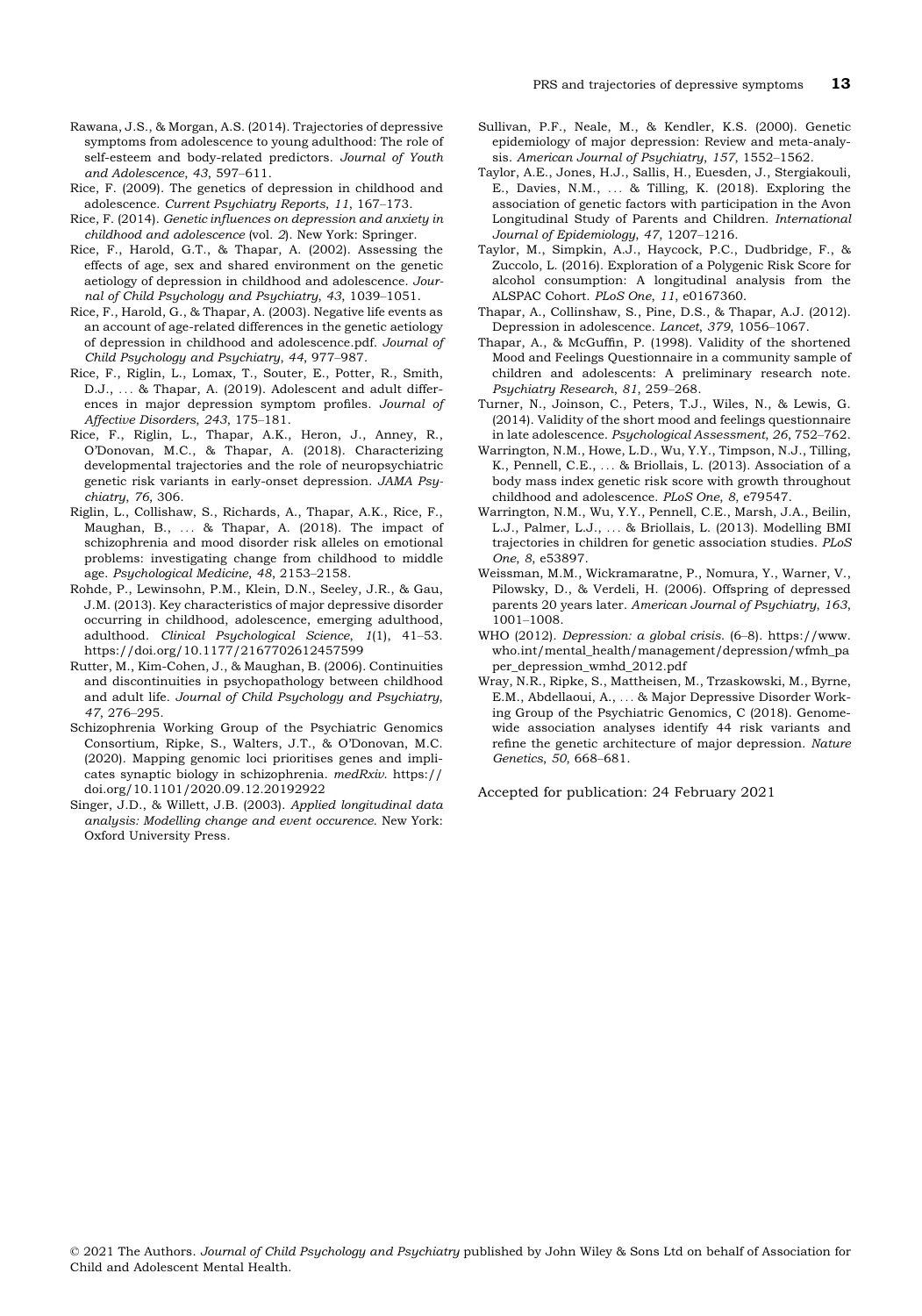Rawana, J.S., & Morgan, A.S. (2014). Trajectories of depressive symptoms from adolescence to young adulthood: The role of self-esteem and body-related predictors. *Journal of Youth and Adolescence*, *43*, 597–611.

Rice, F. (2009). The genetics of depression in childhood and adolescence. *Current Psychiatry Reports*, *11*, 167–173.

Rice, F. (2014). *Genetic influences on depression and anxiety in childhood and adolescence* (vol. *2*). New York: Springer.

Rice, F., Harold, G.T., & Thapar, A. (2002). Assessing the effects of age, sex and shared environment on the genetic aetiology of depression in childhood and adolescence. *Journal of Child Psychology and Psychiatry*, *43*, 1039–1051.

Rice, F., Harold, G., & Thapar, A. (2003). Negative life events as an account of age-related differences in the genetic aetiology of depression in childhood and adolescence.pdf. *Journal of Child Psychology and Psychiatry*, *44*, 977–987.

Rice, F., Riglin, L., Lomax, T., Souter, E., Potter, R., Smith, D.J., ... & Thapar, A. (2019). Adolescent and adult differences in major depression symptom profiles. *Journal of Affective Disorders*, *243*, 175–181.

Rice, F., Riglin, L., Thapar, A.K., Heron, J., Anney, R., O'Donovan, M.C., & Thapar, A. (2018). Characterizing developmental trajectories and the role of neuropsychiatric genetic risk variants in early-onset depression. *JAMA Psychiatry*, *76*, 306.

Riglin, L., Collishaw, S., Richards, A., Thapar, A.K., Rice, F., Maughan, B., ... & Thapar, A. (2018). The impact of schizophrenia and mood disorder risk alleles on emotional problems: investigating change from childhood to middle age. *Psychological Medicine*, *48*, 2153–2158.

Rohde, P., Lewinsohn, P.M., Klein, D.N., Seeley, J.R., & Gau, J.M. (2013). Key characteristics of major depressive disorder occurring in childhood, adolescence, emerging adulthood, adulthood. *Clinical Psychological Science*, *1*(1), 41–53. https://doi.org/10.1177/2167702612457599

Rutter, M., Kim-Cohen, J., & Maughan, B. (2006). Continuities and discontinuities in psychopathology between childhood and adult life. *Journal of Child Psychology and Psychiatry*, *47*, 276–295.

Schizophrenia Working Group of the Psychiatric Genomics Consortium, Ripke, S., Walters, J.T., & O'Donovan, M.C. (2020). Mapping genomic loci prioritises genes and implicates synaptic biology in schizophrenia. *medRxiv*. https://doi.org/10.1101/2020.09.12.20192922

Singer, J.D., & Willett, J.B. (2003). *Applied longitudinal data analysis: Modelling change and event occurence*. New York: Oxford University Press.

Sullivan, P.F., Neale, M., & Kendler, K.S. (2000). Genetic epidemiology of major depression: Review and meta-analysis. *American Journal of Psychiatry*, *157*, 1552–1562.

Taylor, A.E., Jones, H.J., Sallis, H., Euesden, J., Stergiakouli, E., Davies, N.M., ... & Tilling, K. (2018). Exploring the association of genetic factors with participation in the Avon Longitudinal Study of Parents and Children. *International Journal of Epidemiology*, *47*, 1207–1216.

Taylor, M., Simpkin, A.J., Haycock, P.C., Dudbridge, F., & Zuccolo, L. (2016). Exploration of a Polygenic Risk Score for alcohol consumption: A longitudinal analysis from the ALSPAC Cohort. *PLoS One*, *11*, e0167360.

Thapar, A., Collinshaw, S., Pine, D.S., & Thapar, A.J. (2012). Depression in adolescence. *Lancet*, *379*, 1056–1067.

Thapar, A., & McGuffin, P. (1998). Validity of the shortened Mood and Feelings Questionnaire in a community sample of children and adolescents: A preliminary research note. *Psychiatry Research*, *81*, 259–268.

Turner, N., Joinson, C., Peters, T.J., Wiles, N., & Lewis, G. (2014). Validity of the short mood and feelings questionnaire in late adolescence. *Psychological Assessment*, *26*, 752–762.

Warrington, N.M., Howe, L.D., Wu, Y.Y., Timpson, N.J., Tilling, K., Pennell, C.E., ... & Briollais, L. (2013). Association of a body mass index genetic risk score with growth throughout childhood and adolescence. *PLoS One*, *8*, e79547.

Warrington, N.M., Wu, Y.Y., Pennell, C.E., Marsh, J.A., Beilin, L.J., Palmer, L.J., ... & Briollais, L. (2013). Modelling BMI trajectories in children for genetic association studies. *PLoS One*, *8*, e53897.

Weissman, M.M., Wickramaratne, P., Nomura, Y., Warner, V., Pilowsky, D., & Verdeli, H. (2006). Offspring of depressed parents 20 years later. *American Journal of Psychiatry*, *163*, 1001–1008.

WHO (2012). *Depression: a global crisis*. (6–8). https://www.who.int/mental_health/management/depression/wfmh_paper_depression_wmhd_2012.pdf

Wray, N.R., Ripke, S., Mattheisen, M., Trzaskowski, M., Byrne, E.M., Abdellaoui, A., ... & Major Depressive Disorder Working Group of the Psychiatric Genomics, C (2018). Genome-wide association analyses identify 44 risk variants and refine the genetic architecture of major depression. *Nature Genetics*, *50*, 668–681.

Accepted for publication: 24 February 2021